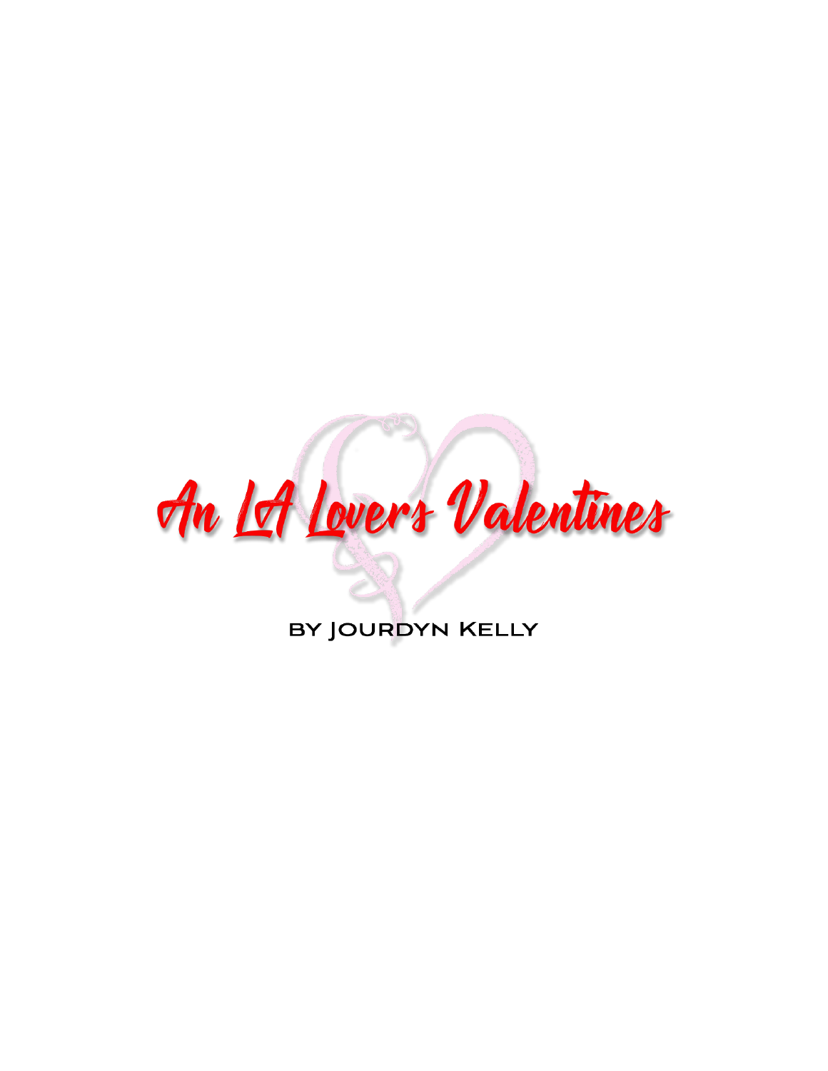# An LA Lovers Valentines

BY JOURDYN KELLY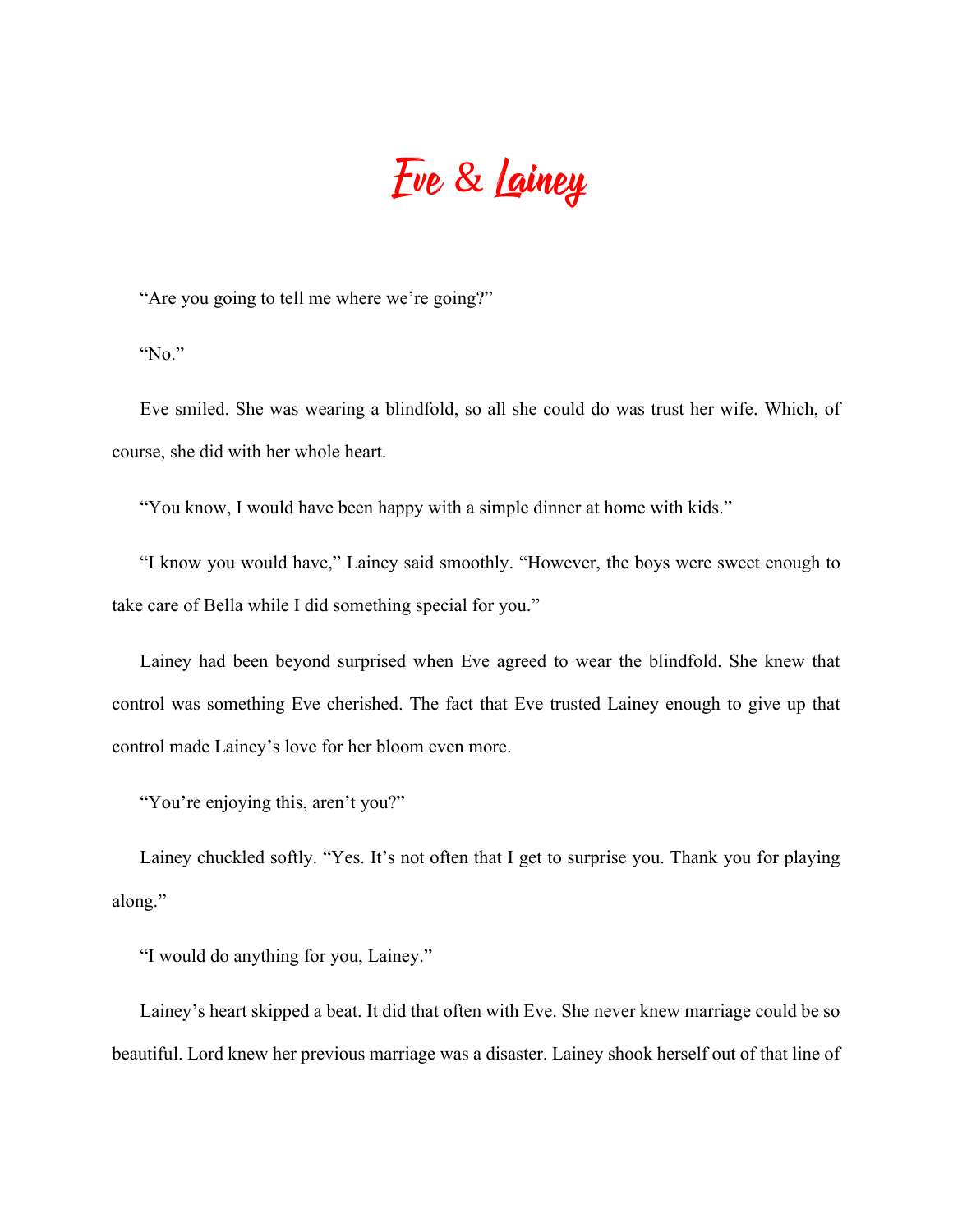# Eve & Lainey

"Are you going to tell me where we're going?"

"No."

Eve smiled. She was wearing a blindfold, so all she could do was trust her wife. Which, of course, she did with her whole heart.

"You know, I would have been happy with a simple dinner at home with kids."

"I know you would have," Lainey said smoothly. "However, the boys were sweet enough to take care of Bella while I did something special for you."

Lainey had been beyond surprised when Eve agreed to wear the blindfold. She knew that control was something Eve cherished. The fact that Eve trusted Lainey enough to give up that control made Lainey's love for her bloom even more.

"You're enjoying this, aren't you?"

Lainey chuckled softly. "Yes. It's not often that I get to surprise you. Thank you for playing along."

"I would do anything for you, Lainey."

Lainey's heart skipped a beat. It did that often with Eve. She never knew marriage could be so beautiful. Lord knew her previous marriage was a disaster. Lainey shook herself out of that line of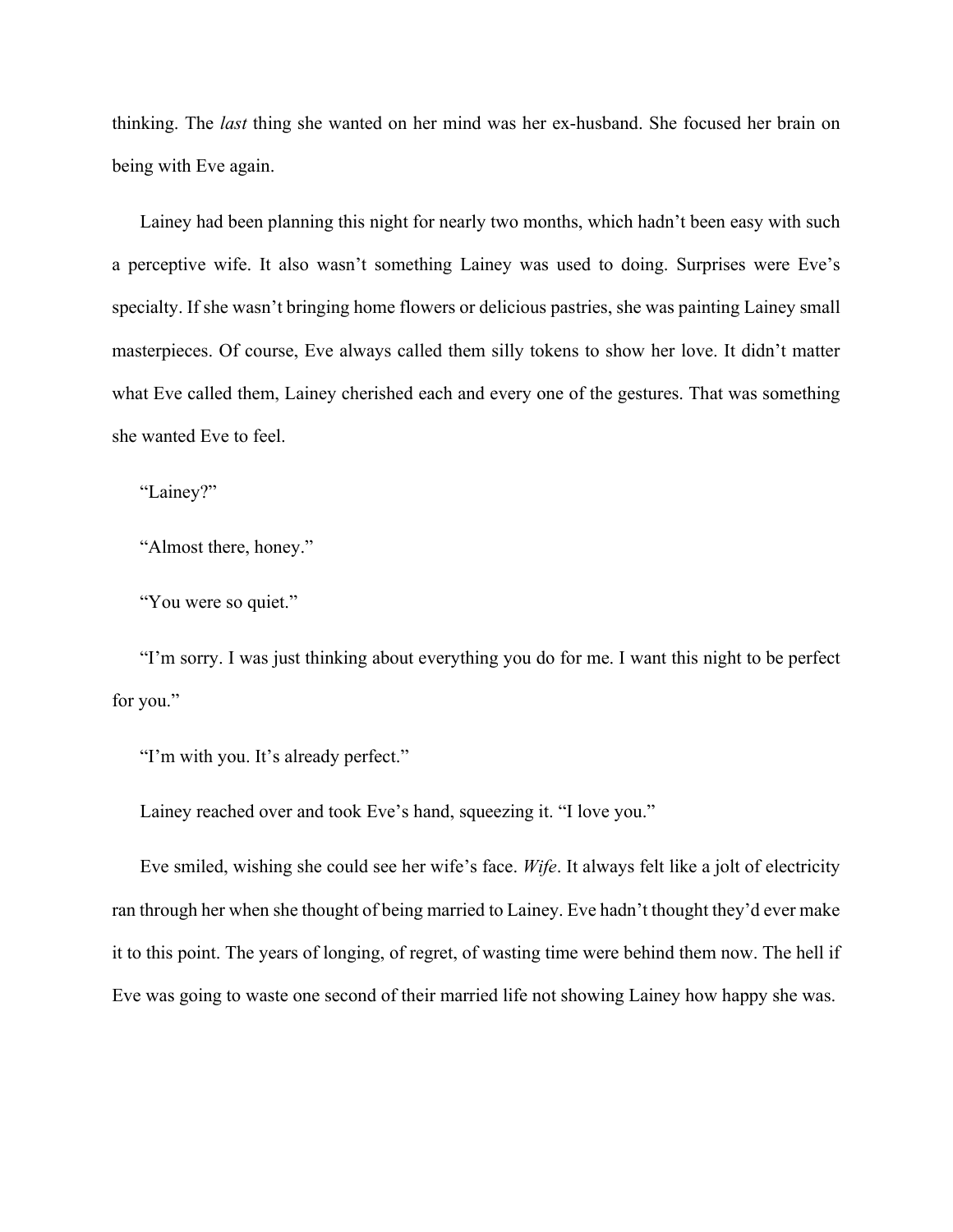thinking. The *last* thing she wanted on her mind was her ex-husband. She focused her brain on being with Eve again.

Lainey had been planning this night for nearly two months, which hadn't been easy with such a perceptive wife. It also wasn't something Lainey was used to doing. Surprises were Eve's specialty. If she wasn't bringing home flowers or delicious pastries, she was painting Lainey small masterpieces. Of course, Eve always called them silly tokens to show her love. It didn't matter what Eve called them, Lainey cherished each and every one of the gestures. That was something she wanted Eve to feel.

"Lainey?"

"Almost there, honey."

"You were so quiet."

"I'm sorry. I was just thinking about everything you do for me. I want this night to be perfect for you."

"I'm with you. It's already perfect."

Lainey reached over and took Eve's hand, squeezing it. "I love you."

Eve smiled, wishing she could see her wife's face. *Wife*. It always felt like a jolt of electricity ran through her when she thought of being married to Lainey. Eve hadn't thought they'd ever make it to this point. The years of longing, of regret, of wasting time were behind them now. The hell if Eve was going to waste one second of their married life not showing Lainey how happy she was.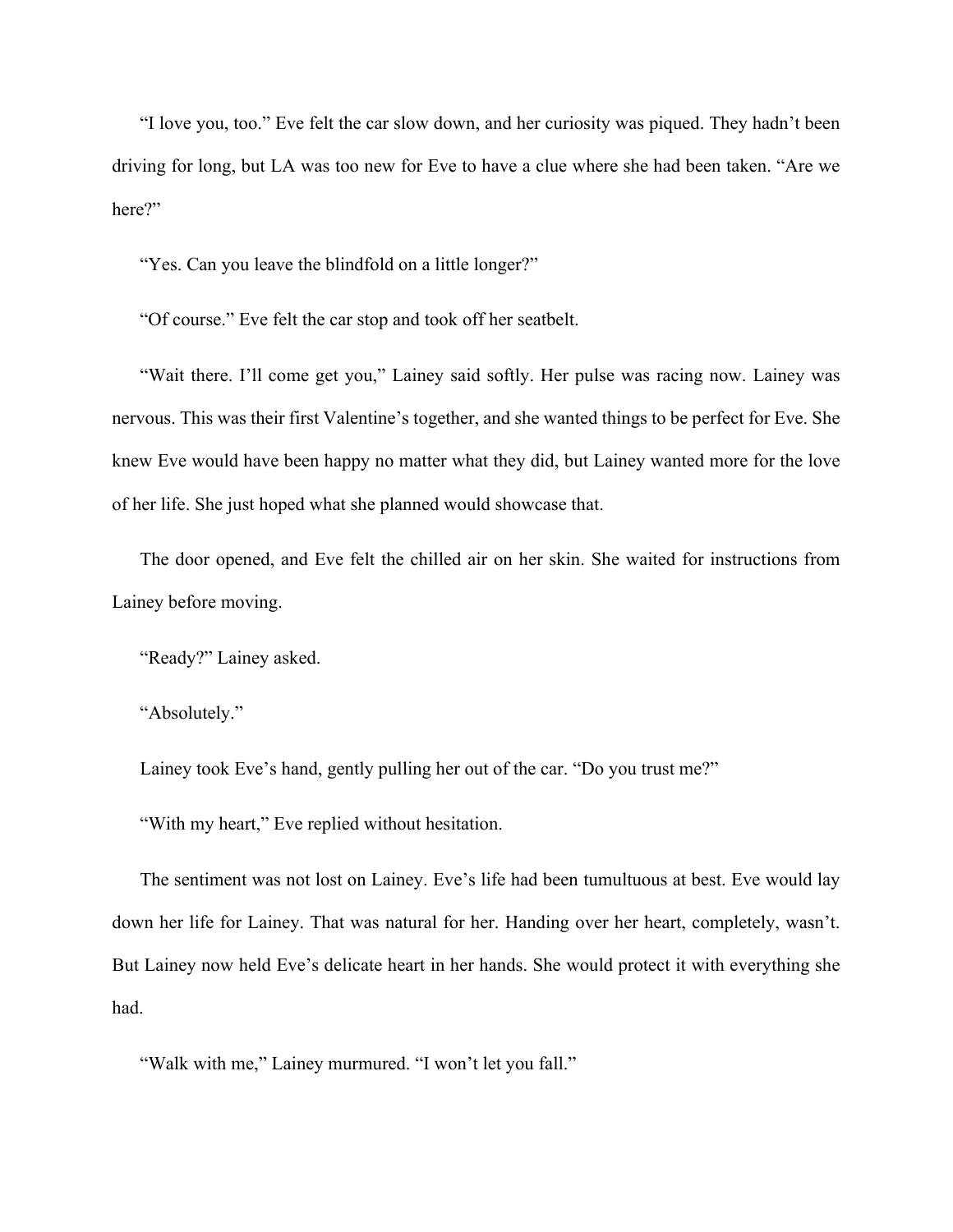"I love you, too." Eve felt the car slow down, and her curiosity was piqued. They hadn't been driving for long, but LA was too new for Eve to have a clue where she had been taken. "Are we here?"

"Yes. Can you leave the blindfold on a little longer?"

"Of course." Eve felt the car stop and took off her seatbelt.

"Wait there. I'll come get you," Lainey said softly. Her pulse was racing now. Lainey was nervous. This was their first Valentine's together, and she wanted things to be perfect for Eve. She knew Eve would have been happy no matter what they did, but Lainey wanted more for the love of her life. She just hoped what she planned would showcase that.

The door opened, and Eve felt the chilled air on her skin. She waited for instructions from Lainey before moving.

"Ready?" Lainey asked.

"Absolutely."

Lainey took Eve's hand, gently pulling her out of the car. "Do you trust me?"

"With my heart," Eve replied without hesitation.

The sentiment was not lost on Lainey. Eve's life had been tumultuous at best. Eve would lay down her life for Lainey. That was natural for her. Handing over her heart, completely, wasn't. But Lainey now held Eve's delicate heart in her hands. She would protect it with everything she had.

"Walk with me," Lainey murmured. "I won't let you fall."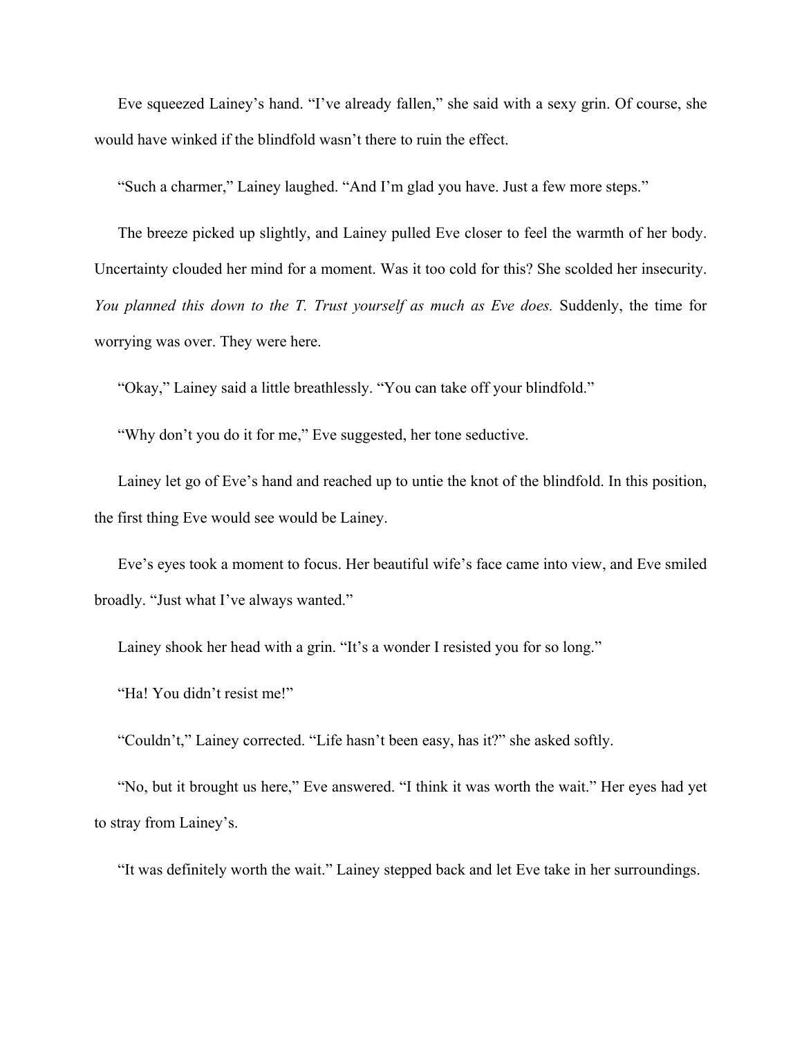Eve squeezed Lainey's hand. "I've already fallen," she said with a sexy grin. Of course, she would have winked if the blindfold wasn't there to ruin the effect.

"Such a charmer," Lainey laughed. "And I'm glad you have. Just a few more steps."

The breeze picked up slightly, and Lainey pulled Eve closer to feel the warmth of her body. Uncertainty clouded her mind for a moment. Was it too cold for this? She scolded her insecurity. *You planned this down to the T. Trust yourself as much as Eve does.* Suddenly, the time for worrying was over. They were here.

"Okay," Lainey said a little breathlessly. "You can take off your blindfold."

"Why don't you do it for me," Eve suggested, her tone seductive.

Lainey let go of Eve's hand and reached up to untie the knot of the blindfold. In this position, the first thing Eve would see would be Lainey.

Eve's eyes took a moment to focus. Her beautiful wife's face came into view, and Eve smiled broadly. "Just what I've always wanted."

Lainey shook her head with a grin. "It's a wonder I resisted you for so long."

"Ha! You didn't resist me!"

"Couldn't," Lainey corrected. "Life hasn't been easy, has it?" she asked softly.

"No, but it brought us here," Eve answered. "I think it was worth the wait." Her eyes had yet to stray from Lainey's.

"It was definitely worth the wait." Lainey stepped back and let Eve take in her surroundings.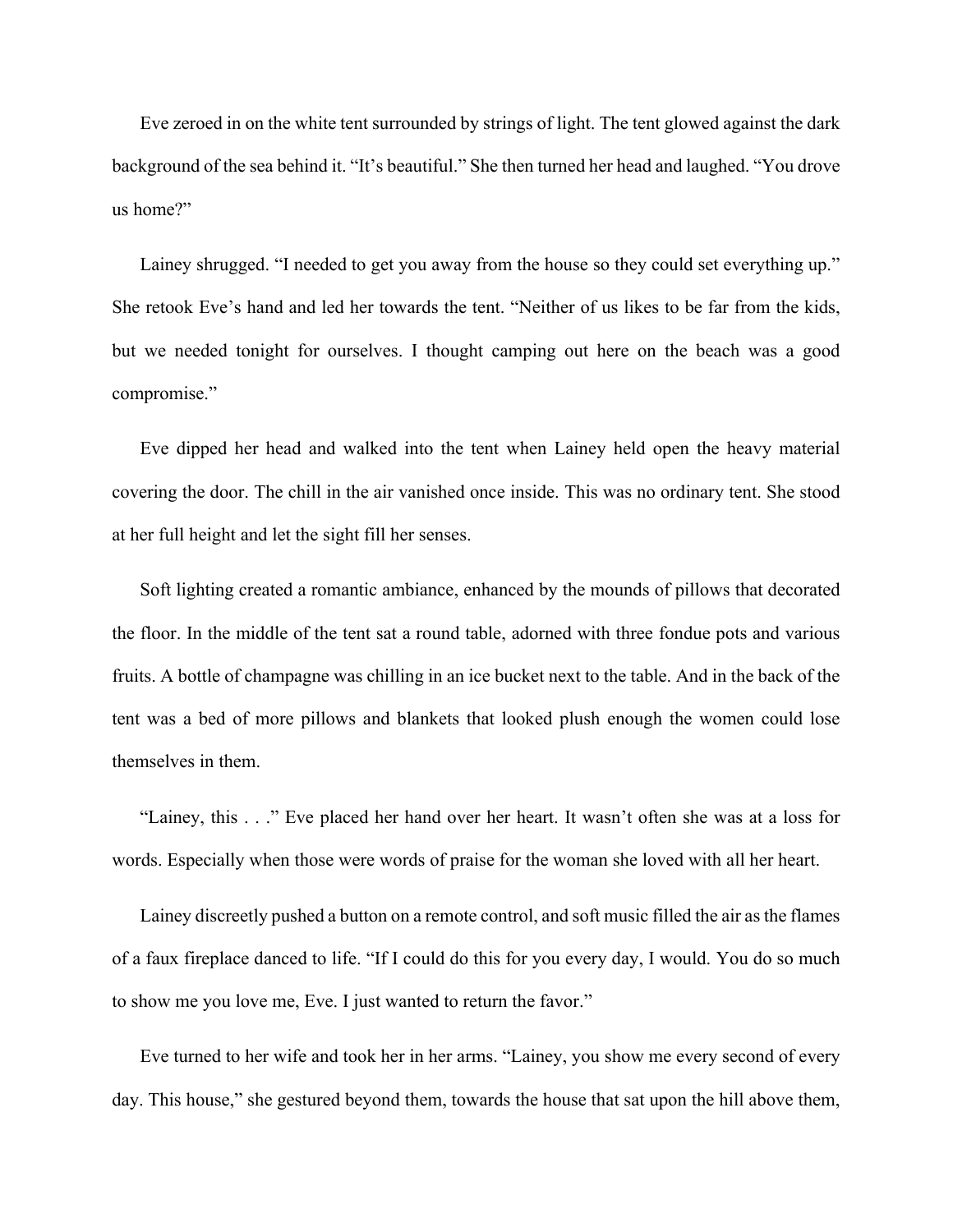Eve zeroed in on the white tent surrounded by strings of light. The tent glowed against the dark background of the sea behind it. “It’s beautiful.” She then turned her head and laughed. “You drove us home?”

Lainey shrugged. “I needed to get you away from the house so they could set everything up.” She retook Eve’s hand and led her towards the tent. “Neither of us likes to be far from the kids, but we needed tonight for ourselves. I thought camping out here on the beach was a good compromise.”

Eve dipped her head and walked into the tent when Lainey held open the heavy material covering the door. The chill in the air vanished once inside. This was no ordinary tent. She stood at her full height and let the sight fill her senses.

Soft lighting created a romantic ambiance, enhanced by the mounds of pillows that decorated the floor. In the middle of the tent sat a round table, adorned with three fondue pots and various fruits. A bottle of champagne was chilling in an ice bucket next to the table. And in the back of the tent was a bed of more pillows and blankets that looked plush enough the women could lose themselves in them.

“Lainey, this . . .” Eve placed her hand over her heart. It wasn’t often she was at a loss for words. Especially when those were words of praise for the woman she loved with all her heart.

Lainey discreetly pushed a button on a remote control, and soft music filled the air as the flames of a faux fireplace danced to life. “If I could do this for you every day, I would. You do so much to show me you love me, Eve. I just wanted to return the favor.”

Eve turned to her wife and took her in her arms. “Lainey, you show me every second of every day. This house,” she gestured beyond them, towards the house that sat upon the hill above them,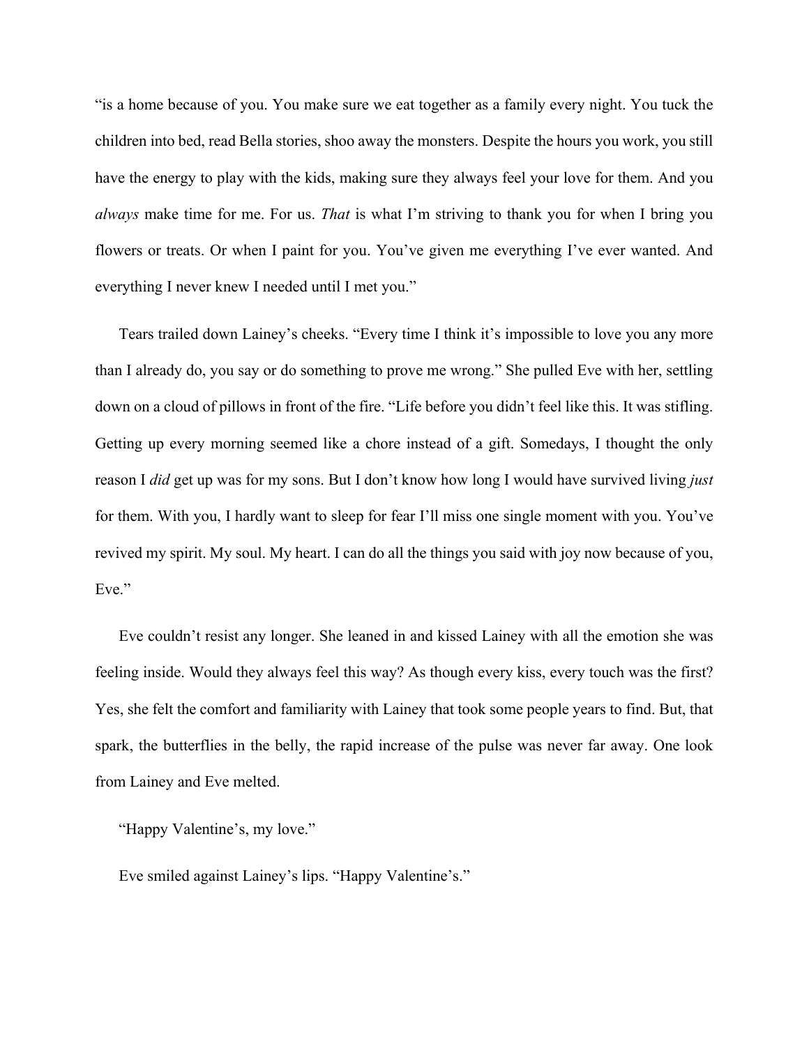"is a home because of you. You make sure we eat together as a family every night. You tuck the children into bed, read Bella stories, shoo away the monsters. Despite the hours you work, you still have the energy to play with the kids, making sure they always feel your love for them. And you *always* make time for me. For us. *That* is what I'm striving to thank you for when I bring you flowers or treats. Or when I paint for you. You've given me everything I've ever wanted. And everything I never knew I needed until I met you."

Tears trailed down Lainey's cheeks. "Every time I think it's impossible to love you any more than I already do, you say or do something to prove me wrong." She pulled Eve with her, settling down on a cloud of pillows in front of the fire. "Life before you didn't feel like this. It was stifling. Getting up every morning seemed like a chore instead of a gift. Somedays, I thought the only reason I *did* get up was for my sons. But I don't know how long I would have survived living *just* for them. With you, I hardly want to sleep for fear I'll miss one single moment with you. You've revived my spirit. My soul. My heart. I can do all the things you said with joy now because of you, Eve."

Eve couldn't resist any longer. She leaned in and kissed Lainey with all the emotion she was feeling inside. Would they always feel this way? As though every kiss, every touch was the first? Yes, she felt the comfort and familiarity with Lainey that took some people years to find. But, that spark, the butterflies in the belly, the rapid increase of the pulse was never far away. One look from Lainey and Eve melted.

"Happy Valentine's, my love."

Eve smiled against Lainey's lips. "Happy Valentine's."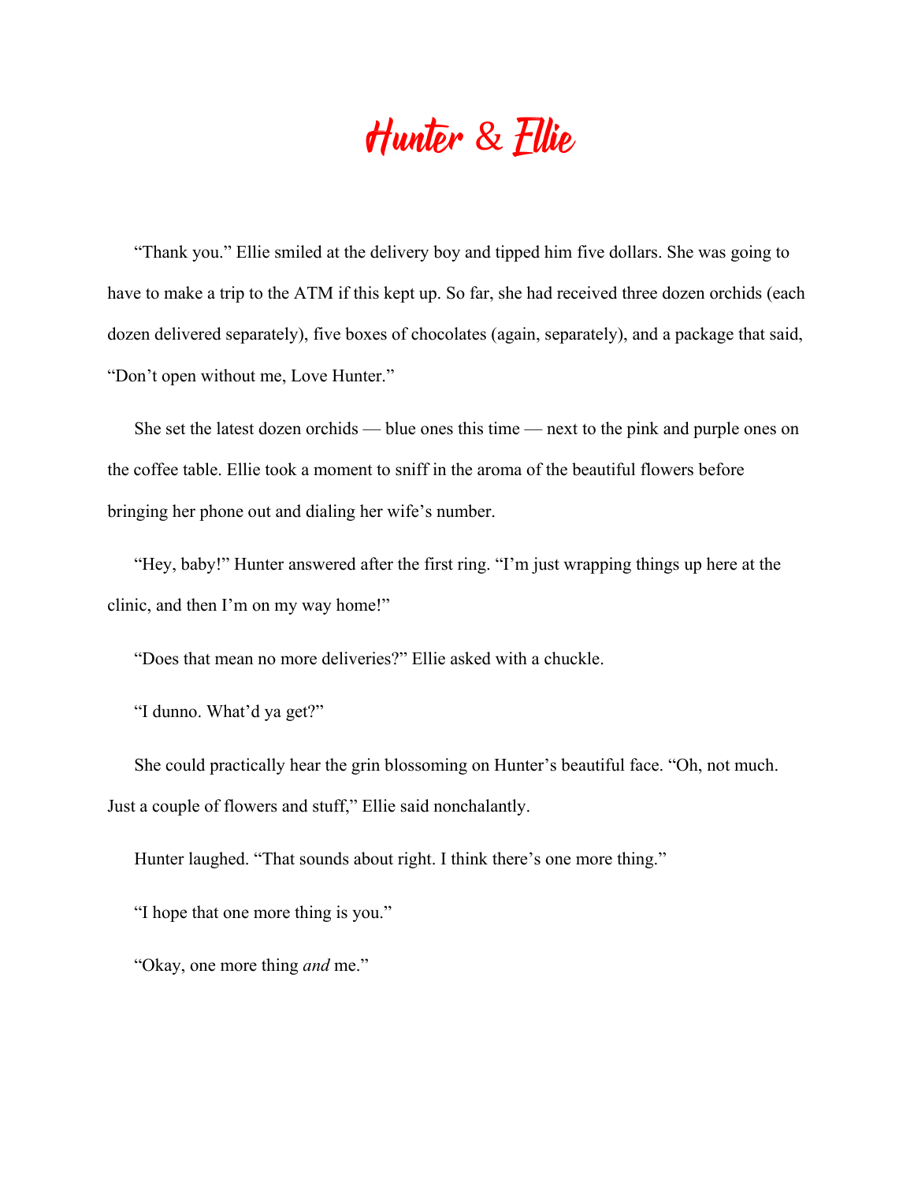# Hunter & Ellie

"Thank you." Ellie smiled at the delivery boy and tipped him five dollars. She was going to have to make a trip to the ATM if this kept up. So far, she had received three dozen orchids (each dozen delivered separately), five boxes of chocolates (again, separately), and a package that said, "Don't open without me, Love Hunter."

She set the latest dozen orchids — blue ones this time — next to the pink and purple ones on the coffee table. Ellie took a moment to sniff in the aroma of the beautiful flowers before bringing her phone out and dialing her wife's number.

"Hey, baby!" Hunter answered after the first ring. "I'm just wrapping things up here at the clinic, and then I'm on my way home!"

"Does that mean no more deliveries?" Ellie asked with a chuckle.

"I dunno. What'd ya get?"

She could practically hear the grin blossoming on Hunter's beautiful face. "Oh, not much. Just a couple of flowers and stuff," Ellie said nonchalantly.

Hunter laughed. "That sounds about right. I think there's one more thing."

"I hope that one more thing is you."

"Okay, one more thing *and* me."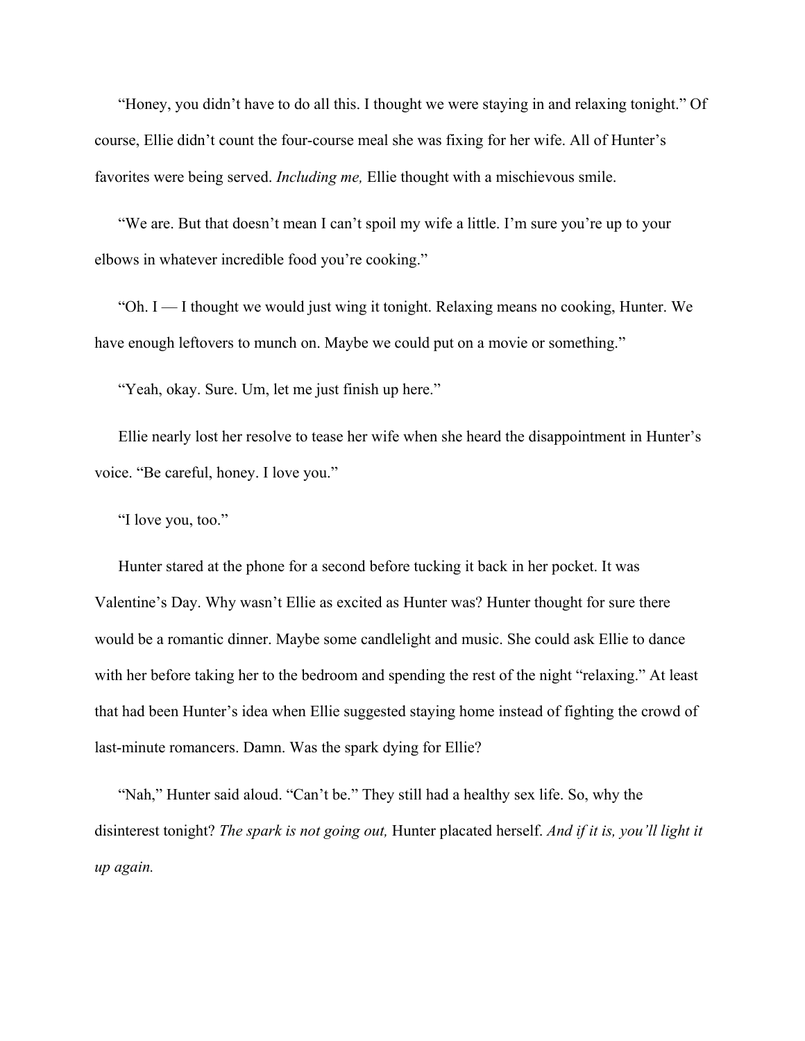"Honey, you didn't have to do all this. I thought we were staying in and relaxing tonight." Of course, Ellie didn't count the four-course meal she was fixing for her wife. All of Hunter's favorites were being served. *Including me,* Ellie thought with a mischievous smile.

"We are. But that doesn't mean I can't spoil my wife a little. I'm sure you're up to your elbows in whatever incredible food you're cooking."

"Oh. I — I thought we would just wing it tonight. Relaxing means no cooking, Hunter. We have enough leftovers to munch on. Maybe we could put on a movie or something."

"Yeah, okay. Sure. Um, let me just finish up here."

Ellie nearly lost her resolve to tease her wife when she heard the disappointment in Hunter's voice. "Be careful, honey. I love you."

"I love you, too."

Hunter stared at the phone for a second before tucking it back in her pocket. It was Valentine's Day. Why wasn't Ellie as excited as Hunter was? Hunter thought for sure there would be a romantic dinner. Maybe some candlelight and music. She could ask Ellie to dance with her before taking her to the bedroom and spending the rest of the night "relaxing." At least that had been Hunter's idea when Ellie suggested staying home instead of fighting the crowd of last-minute romancers. Damn. Was the spark dying for Ellie?

"Nah," Hunter said aloud. "Can't be." They still had a healthy sex life. So, why the disinterest tonight? *The spark is not going out,* Hunter placated herself. *And if it is, you'll light it up again.*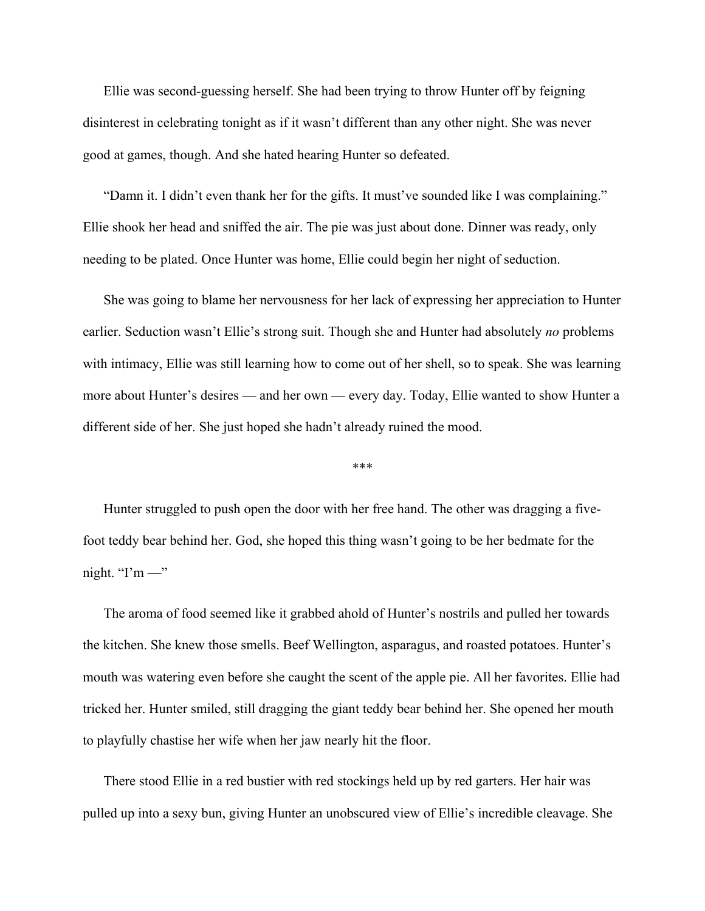Ellie was second-guessing herself. She had been trying to throw Hunter off by feigning disinterest in celebrating tonight as if it wasn't different than any other night. She was never good at games, though. And she hated hearing Hunter so defeated.

"Damn it. I didn't even thank her for the gifts. It must've sounded like I was complaining." Ellie shook her head and sniffed the air. The pie was just about done. Dinner was ready, only needing to be plated. Once Hunter was home, Ellie could begin her night of seduction.

She was going to blame her nervousness for her lack of expressing her appreciation to Hunter earlier. Seduction wasn't Ellie's strong suit. Though she and Hunter had absolutely *no* problems with intimacy, Ellie was still learning how to come out of her shell, so to speak. She was learning more about Hunter's desires — and her own — every day. Today, Ellie wanted to show Hunter a different side of her. She just hoped she hadn't already ruined the mood.

***

Hunter struggled to push open the door with her free hand. The other was dragging a five-foot teddy bear behind her. God, she hoped this thing wasn't going to be her bedmate for the night. "I'm —"

The aroma of food seemed like it grabbed ahold of Hunter's nostrils and pulled her towards the kitchen. She knew those smells. Beef Wellington, asparagus, and roasted potatoes. Hunter's mouth was watering even before she caught the scent of the apple pie. All her favorites. Ellie had tricked her. Hunter smiled, still dragging the giant teddy bear behind her. She opened her mouth to playfully chastise her wife when her jaw nearly hit the floor.

There stood Ellie in a red bustier with red stockings held up by red garters. Her hair was pulled up into a sexy bun, giving Hunter an unobscured view of Ellie's incredible cleavage. She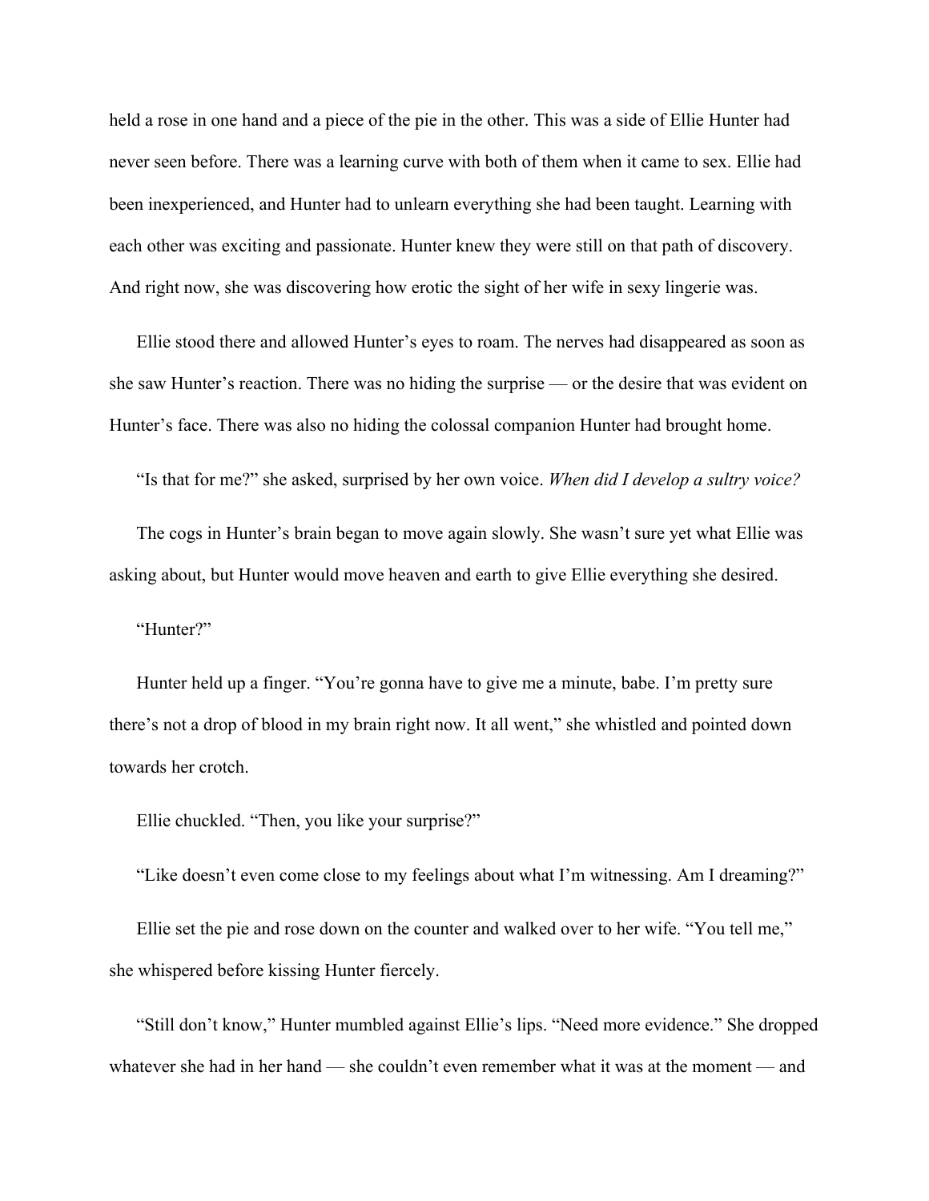held a rose in one hand and a piece of the pie in the other. This was a side of Ellie Hunter had never seen before. There was a learning curve with both of them when it came to sex. Ellie had been inexperienced, and Hunter had to unlearn everything she had been taught. Learning with each other was exciting and passionate. Hunter knew they were still on that path of discovery. And right now, she was discovering how erotic the sight of her wife in sexy lingerie was.

Ellie stood there and allowed Hunter's eyes to roam. The nerves had disappeared as soon as she saw Hunter's reaction. There was no hiding the surprise — or the desire that was evident on Hunter's face. There was also no hiding the colossal companion Hunter had brought home.

"Is that for me?" she asked, surprised by her own voice. *When did I develop a sultry voice?*

The cogs in Hunter's brain began to move again slowly. She wasn't sure yet what Ellie was asking about, but Hunter would move heaven and earth to give Ellie everything she desired.

"Hunter?"

Hunter held up a finger. "You're gonna have to give me a minute, babe. I'm pretty sure there's not a drop of blood in my brain right now. It all went," she whistled and pointed down towards her crotch.

Ellie chuckled. "Then, you like your surprise?"

"Like doesn't even come close to my feelings about what I'm witnessing. Am I dreaming?"

Ellie set the pie and rose down on the counter and walked over to her wife. "You tell me," she whispered before kissing Hunter fiercely.

"Still don't know," Hunter mumbled against Ellie's lips. "Need more evidence." She dropped whatever she had in her hand — she couldn't even remember what it was at the moment — and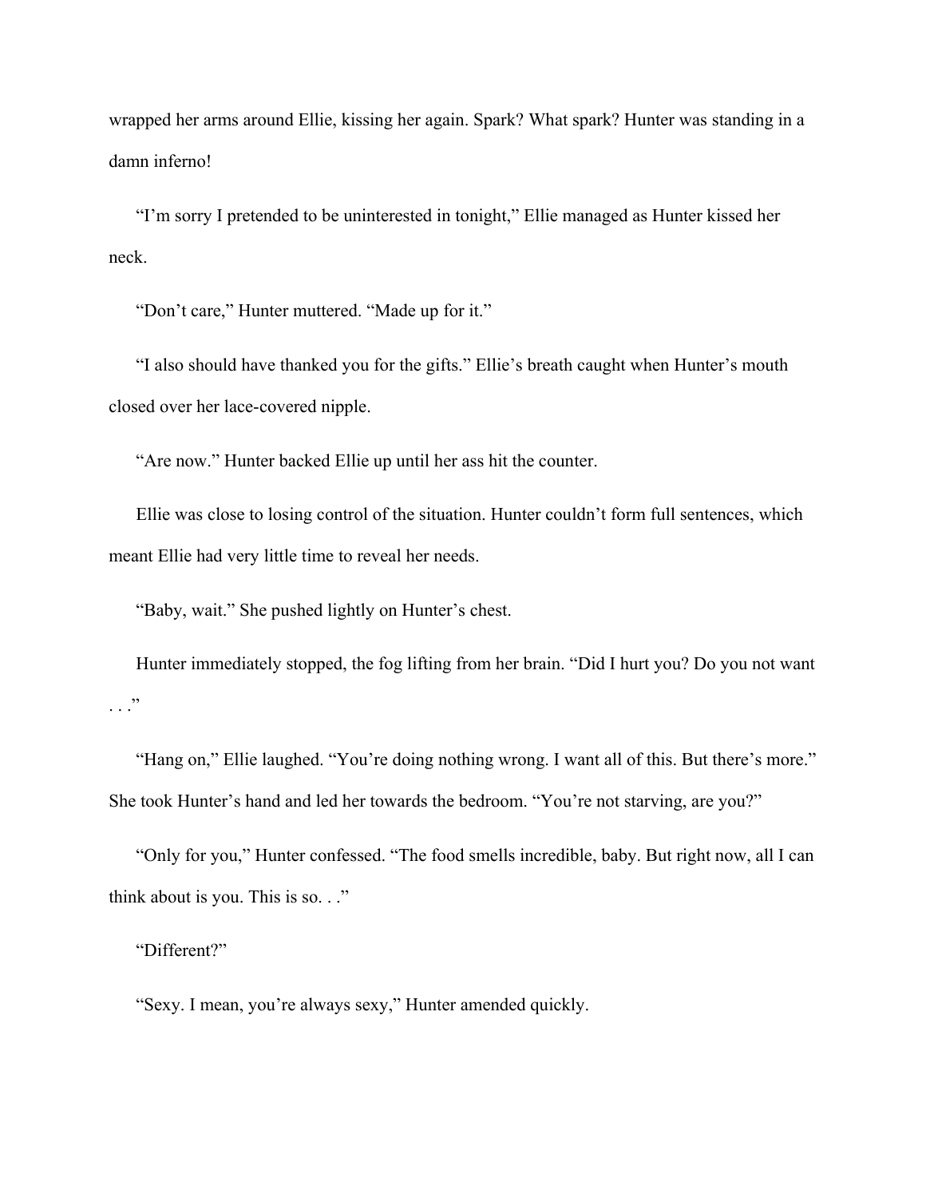wrapped her arms around Ellie, kissing her again. Spark? What spark? Hunter was standing in a damn inferno!

"I'm sorry I pretended to be uninterested in tonight," Ellie managed as Hunter kissed her neck.

"Don't care," Hunter muttered. "Made up for it."

"I also should have thanked you for the gifts." Ellie's breath caught when Hunter's mouth closed over her lace-covered nipple.

"Are now." Hunter backed Ellie up until her ass hit the counter.

Ellie was close to losing control of the situation. Hunter couldn't form full sentences, which meant Ellie had very little time to reveal her needs.

"Baby, wait." She pushed lightly on Hunter's chest.

Hunter immediately stopped, the fog lifting from her brain. "Did I hurt you? Do you not want . . ."

"Hang on," Ellie laughed. "You're doing nothing wrong. I want all of this. But there's more." She took Hunter's hand and led her towards the bedroom. "You're not starving, are you?"

"Only for you," Hunter confessed. "The food smells incredible, baby. But right now, all I can think about is you. This is so. . ."

"Different?"

"Sexy. I mean, you're always sexy," Hunter amended quickly.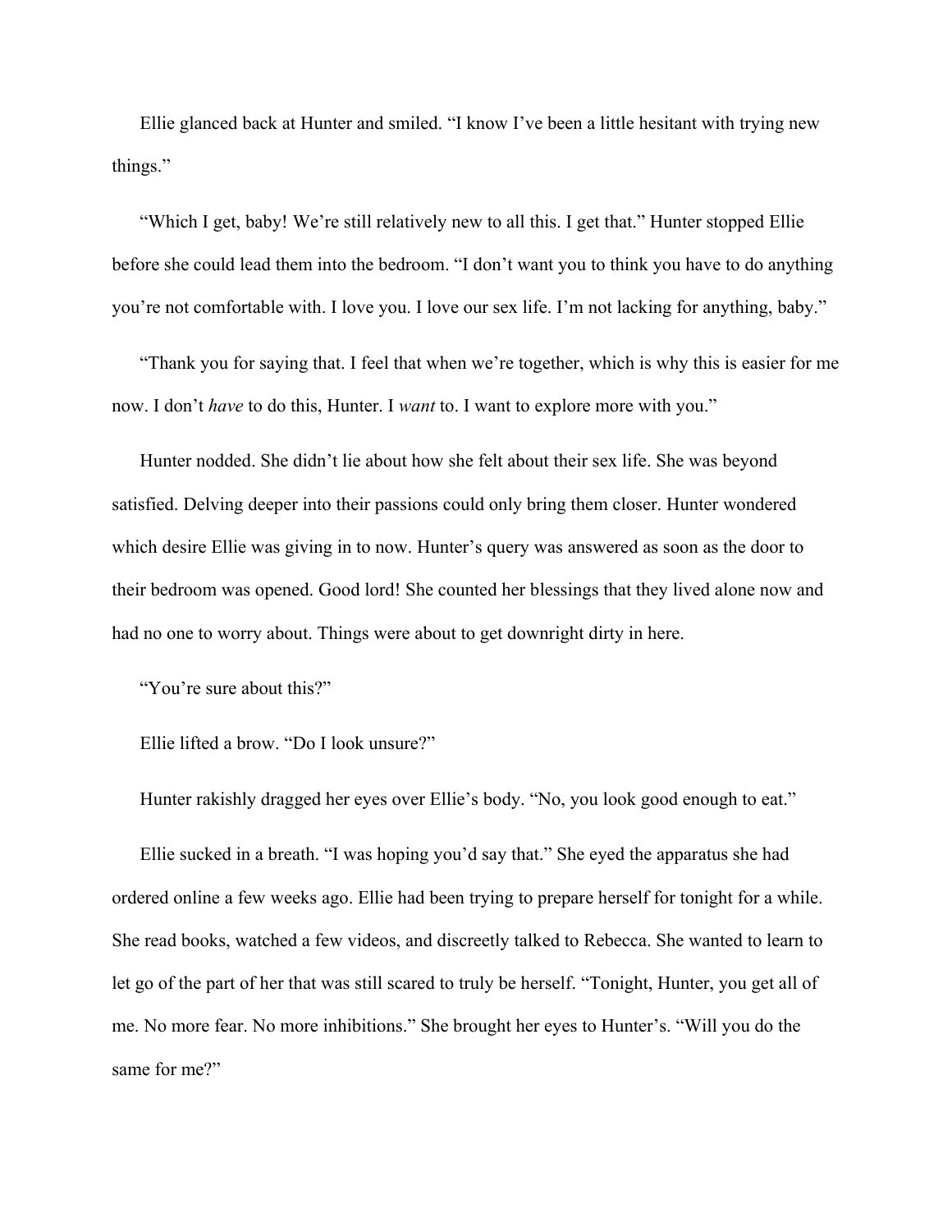Ellie glanced back at Hunter and smiled. "I know I've been a little hesitant with trying new things."

"Which I get, baby! We're still relatively new to all this. I get that." Hunter stopped Ellie before she could lead them into the bedroom. "I don't want you to think you have to do anything you're not comfortable with. I love you. I love our sex life. I'm not lacking for anything, baby."

"Thank you for saying that. I feel that when we're together, which is why this is easier for me now. I don't *have* to do this, Hunter. I *want* to. I want to explore more with you."

Hunter nodded. She didn't lie about how she felt about their sex life. She was beyond satisfied. Delving deeper into their passions could only bring them closer. Hunter wondered which desire Ellie was giving in to now. Hunter's query was answered as soon as the door to their bedroom was opened. Good lord! She counted her blessings that they lived alone now and had no one to worry about. Things were about to get downright dirty in here.

"You're sure about this?"

Ellie lifted a brow. "Do I look unsure?"

Hunter rakishly dragged her eyes over Ellie's body. "No, you look good enough to eat."

Ellie sucked in a breath. "I was hoping you'd say that." She eyed the apparatus she had ordered online a few weeks ago. Ellie had been trying to prepare herself for tonight for a while. She read books, watched a few videos, and discreetly talked to Rebecca. She wanted to learn to let go of the part of her that was still scared to truly be herself. "Tonight, Hunter, you get all of me. No more fear. No more inhibitions." She brought her eyes to Hunter's. "Will you do the same for me?"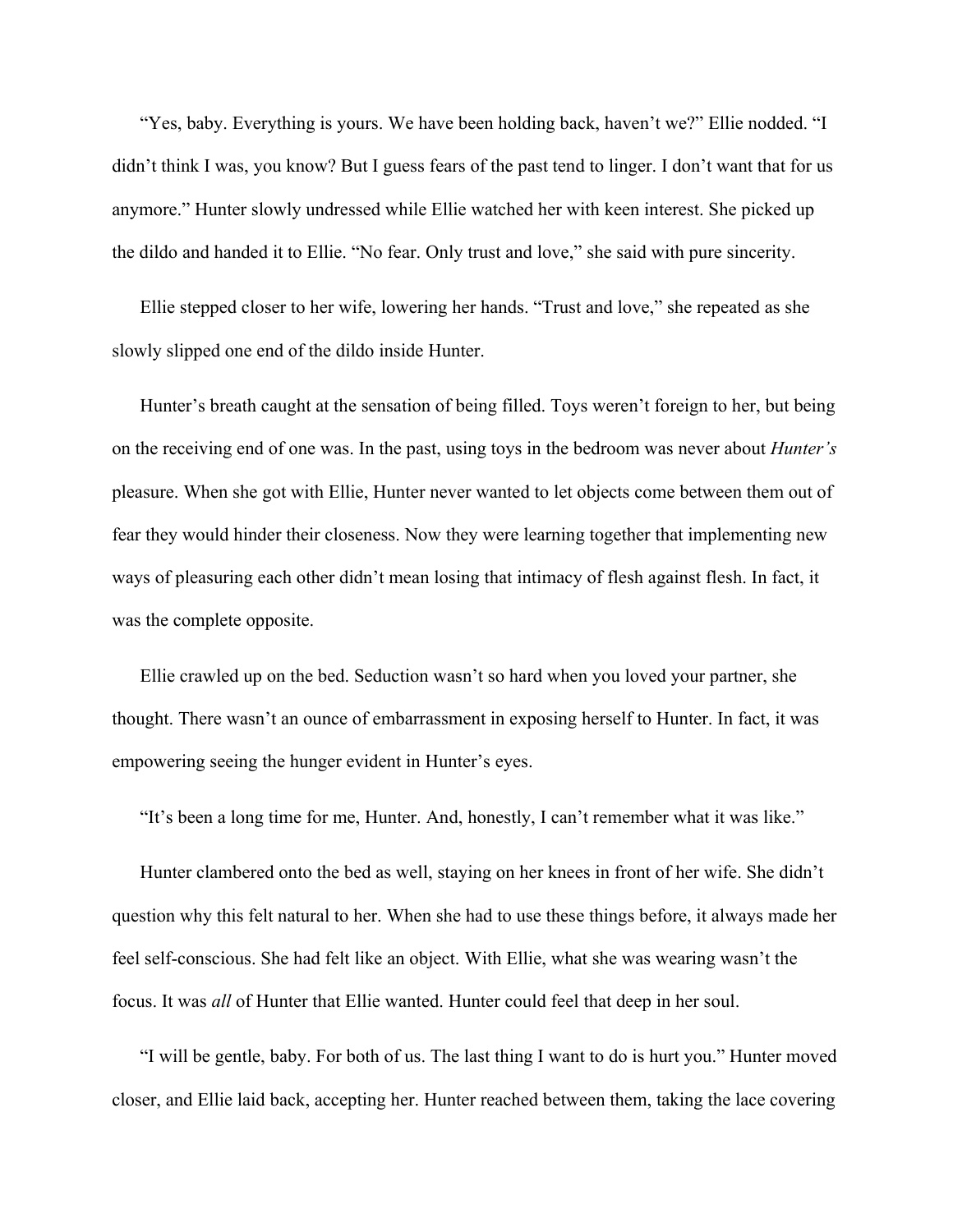"Yes, baby. Everything is yours. We have been holding back, haven't we?" Ellie nodded. "I didn't think I was, you know? But I guess fears of the past tend to linger. I don't want that for us anymore." Hunter slowly undressed while Ellie watched her with keen interest. She picked up the dildo and handed it to Ellie. "No fear. Only trust and love," she said with pure sincerity.

Ellie stepped closer to her wife, lowering her hands. "Trust and love," she repeated as she slowly slipped one end of the dildo inside Hunter.

Hunter's breath caught at the sensation of being filled. Toys weren't foreign to her, but being on the receiving end of one was. In the past, using toys in the bedroom was never about *Hunter's* pleasure. When she got with Ellie, Hunter never wanted to let objects come between them out of fear they would hinder their closeness. Now they were learning together that implementing new ways of pleasuring each other didn't mean losing that intimacy of flesh against flesh. In fact, it was the complete opposite.

Ellie crawled up on the bed. Seduction wasn't so hard when you loved your partner, she thought. There wasn't an ounce of embarrassment in exposing herself to Hunter. In fact, it was empowering seeing the hunger evident in Hunter's eyes.

"It's been a long time for me, Hunter. And, honestly, I can't remember what it was like."

Hunter clambered onto the bed as well, staying on her knees in front of her wife. She didn't question why this felt natural to her. When she had to use these things before, it always made her feel self-conscious. She had felt like an object. With Ellie, what she was wearing wasn't the focus. It was *all* of Hunter that Ellie wanted. Hunter could feel that deep in her soul.

"I will be gentle, baby. For both of us. The last thing I want to do is hurt you." Hunter moved closer, and Ellie laid back, accepting her. Hunter reached between them, taking the lace covering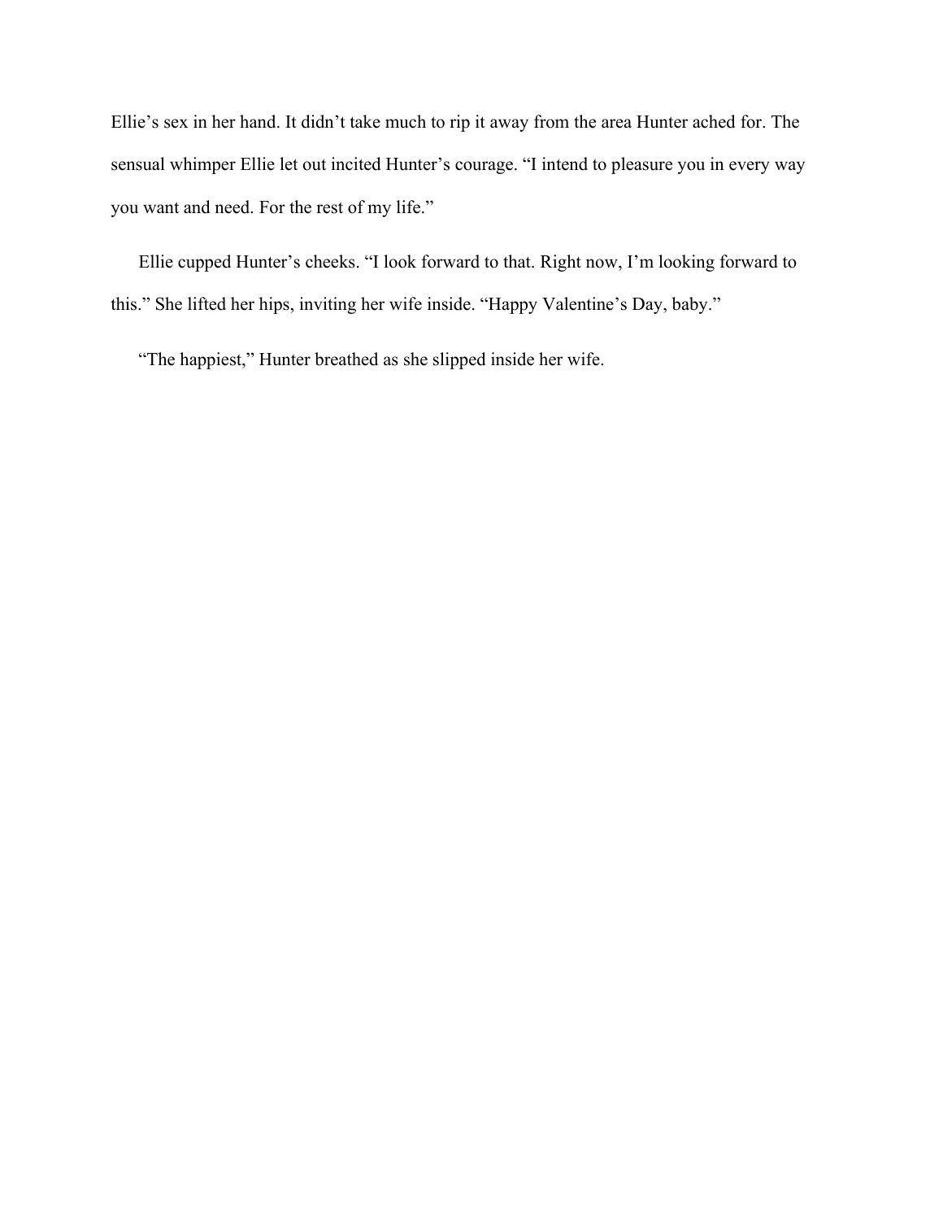Ellie's sex in her hand. It didn't take much to rip it away from the area Hunter ached for. The sensual whimper Ellie let out incited Hunter's courage. "I intend to pleasure you in every way you want and need. For the rest of my life."

Ellie cupped Hunter's cheeks. "I look forward to that. Right now, I'm looking forward to this." She lifted her hips, inviting her wife inside. "Happy Valentine's Day, baby."

"The happiest," Hunter breathed as she slipped inside her wife.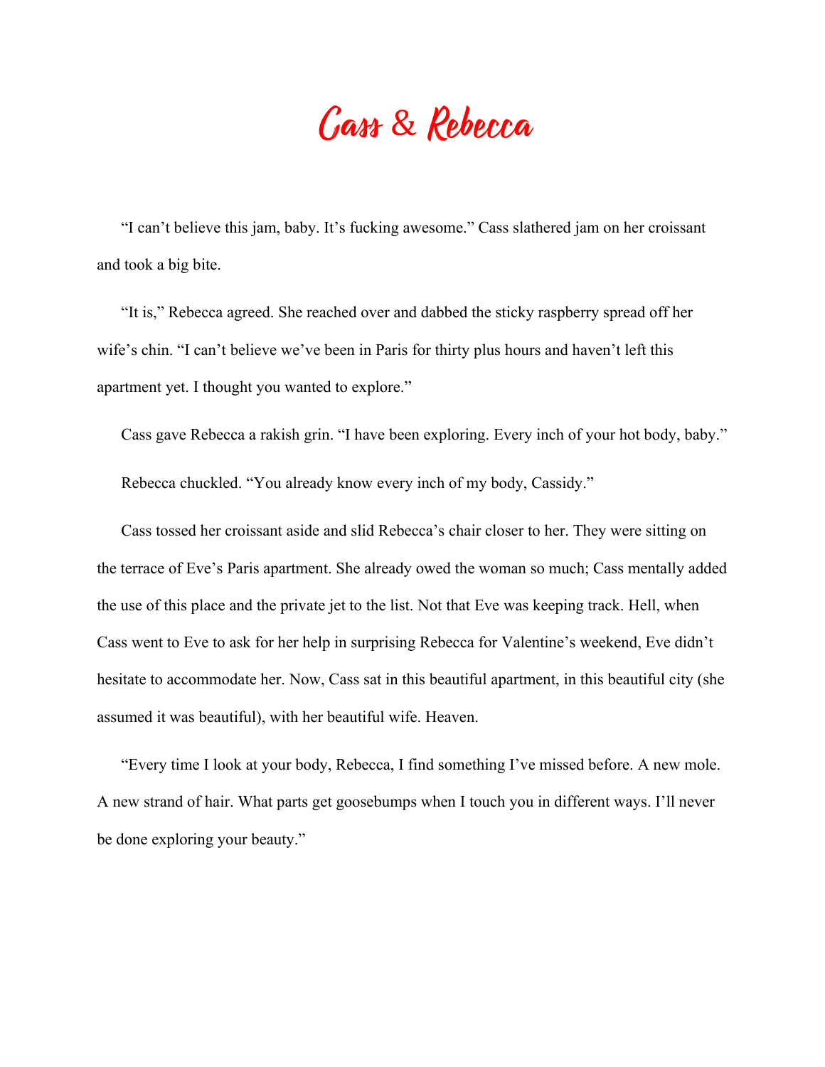# Cass & Rebecca

"I can't believe this jam, baby. It's fucking awesome." Cass slathered jam on her croissant and took a big bite.

"It is," Rebecca agreed. She reached over and dabbed the sticky raspberry spread off her wife's chin. "I can't believe we've been in Paris for thirty plus hours and haven't left this apartment yet. I thought you wanted to explore."

Cass gave Rebecca a rakish grin. "I have been exploring. Every inch of your hot body, baby."

Rebecca chuckled. "You already know every inch of my body, Cassidy."

Cass tossed her croissant aside and slid Rebecca's chair closer to her. They were sitting on the terrace of Eve's Paris apartment. She already owed the woman so much; Cass mentally added the use of this place and the private jet to the list. Not that Eve was keeping track. Hell, when Cass went to Eve to ask for her help in surprising Rebecca for Valentine's weekend, Eve didn't hesitate to accommodate her. Now, Cass sat in this beautiful apartment, in this beautiful city (she assumed it was beautiful), with her beautiful wife. Heaven.

"Every time I look at your body, Rebecca, I find something I've missed before. A new mole. A new strand of hair. What parts get goosebumps when I touch you in different ways. I'll never be done exploring your beauty."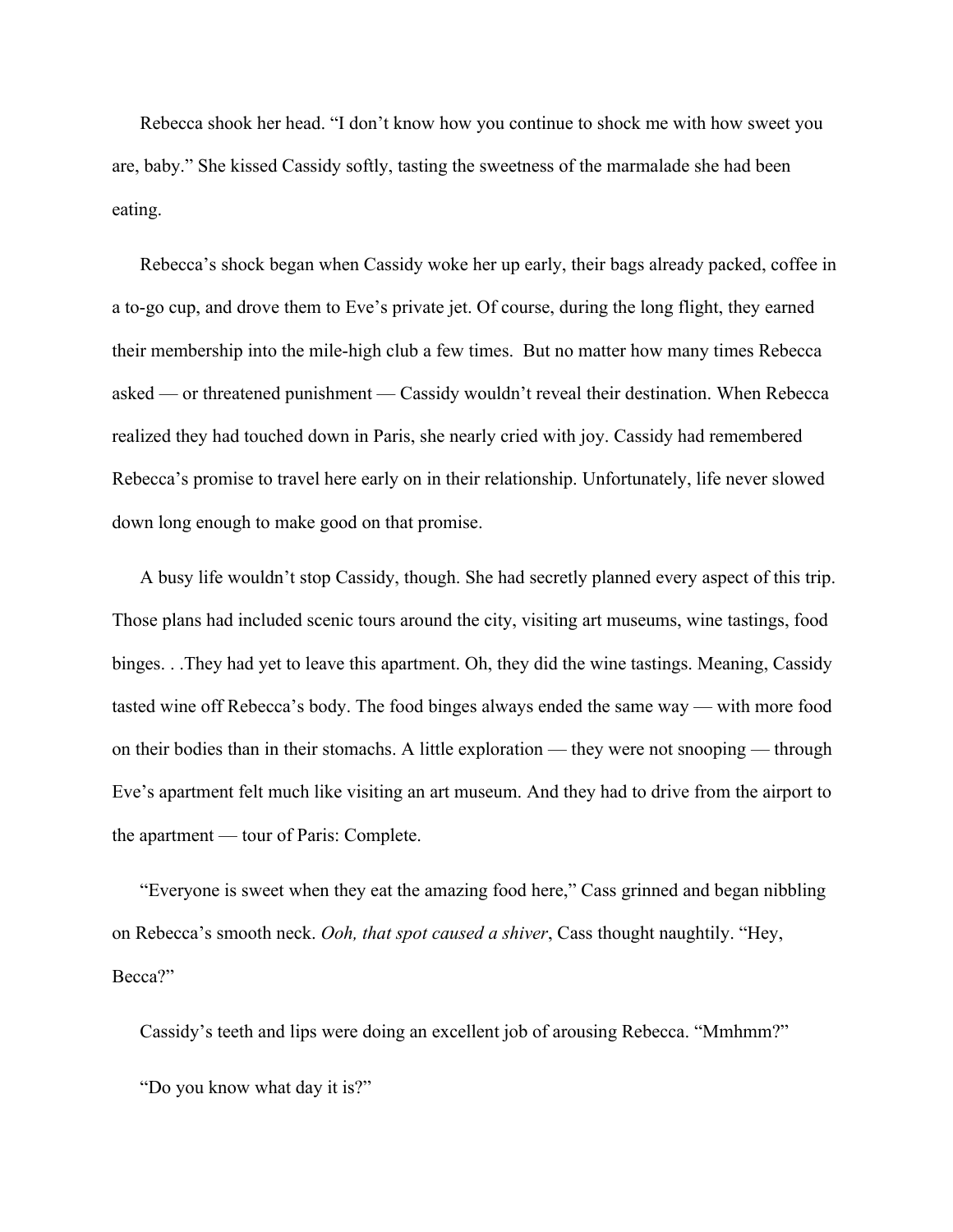Rebecca shook her head. “I don’t know how you continue to shock me with how sweet you are, baby.” She kissed Cassidy softly, tasting the sweetness of the marmalade she had been eating.

Rebecca’s shock began when Cassidy woke her up early, their bags already packed, coffee in a to-go cup, and drove them to Eve’s private jet. Of course, during the long flight, they earned their membership into the mile-high club a few times. But no matter how many times Rebecca asked — or threatened punishment — Cassidy wouldn’t reveal their destination. When Rebecca realized they had touched down in Paris, she nearly cried with joy. Cassidy had remembered Rebecca’s promise to travel here early on in their relationship. Unfortunately, life never slowed down long enough to make good on that promise.

A busy life wouldn’t stop Cassidy, though. She had secretly planned every aspect of this trip. Those plans had included scenic tours around the city, visiting art museums, wine tastings, food binges. . .They had yet to leave this apartment. Oh, they did the wine tastings. Meaning, Cassidy tasted wine off Rebecca’s body. The food binges always ended the same way — with more food on their bodies than in their stomachs. A little exploration — they were not snooping — through Eve’s apartment felt much like visiting an art museum. And they had to drive from the airport to the apartment — tour of Paris: Complete.

“Everyone is sweet when they eat the amazing food here,” Cass grinned and began nibbling on Rebecca’s smooth neck. *Ooh, that spot caused a shiver*, Cass thought naughtily. “Hey, Becca?”

Cassidy’s teeth and lips were doing an excellent job of arousing Rebecca. “Mmhmm?”

“Do you know what day it is?”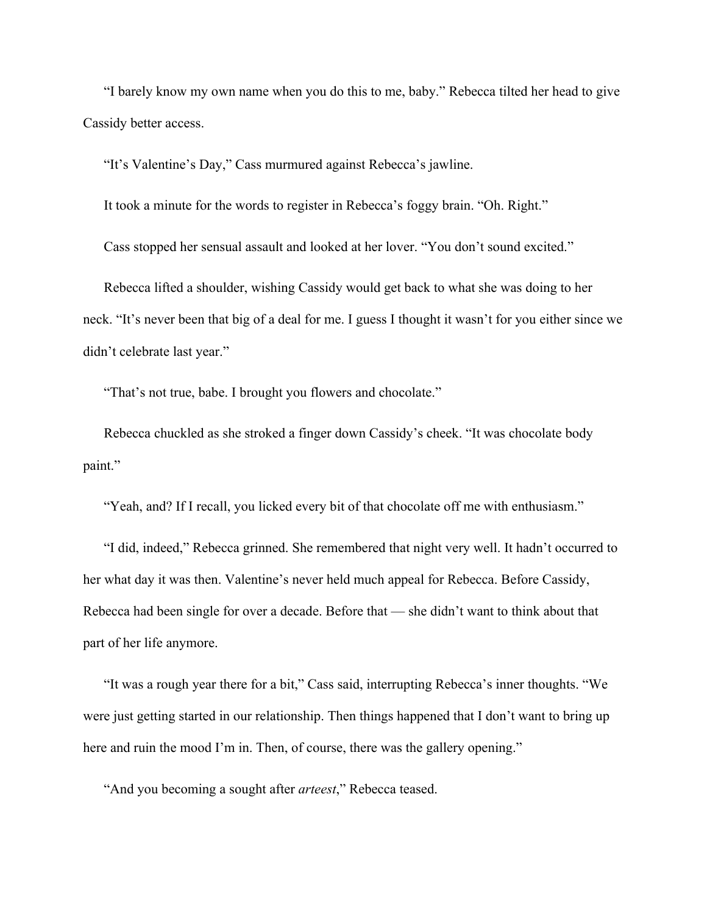"I barely know my own name when you do this to me, baby." Rebecca tilted her head to give Cassidy better access.

"It's Valentine's Day," Cass murmured against Rebecca's jawline.

It took a minute for the words to register in Rebecca's foggy brain. "Oh. Right."

Cass stopped her sensual assault and looked at her lover. "You don't sound excited."

Rebecca lifted a shoulder, wishing Cassidy would get back to what she was doing to her neck. "It's never been that big of a deal for me. I guess I thought it wasn't for you either since we didn't celebrate last year."

"That's not true, babe. I brought you flowers and chocolate."

Rebecca chuckled as she stroked a finger down Cassidy's cheek. "It was chocolate body paint."

"Yeah, and? If I recall, you licked every bit of that chocolate off me with enthusiasm."

"I did, indeed," Rebecca grinned. She remembered that night very well. It hadn't occurred to her what day it was then. Valentine's never held much appeal for Rebecca. Before Cassidy, Rebecca had been single for over a decade. Before that — she didn't want to think about that part of her life anymore.

"It was a rough year there for a bit," Cass said, interrupting Rebecca's inner thoughts. "We were just getting started in our relationship. Then things happened that I don't want to bring up here and ruin the mood I'm in. Then, of course, there was the gallery opening."

"And you becoming a sought after *arteest*," Rebecca teased.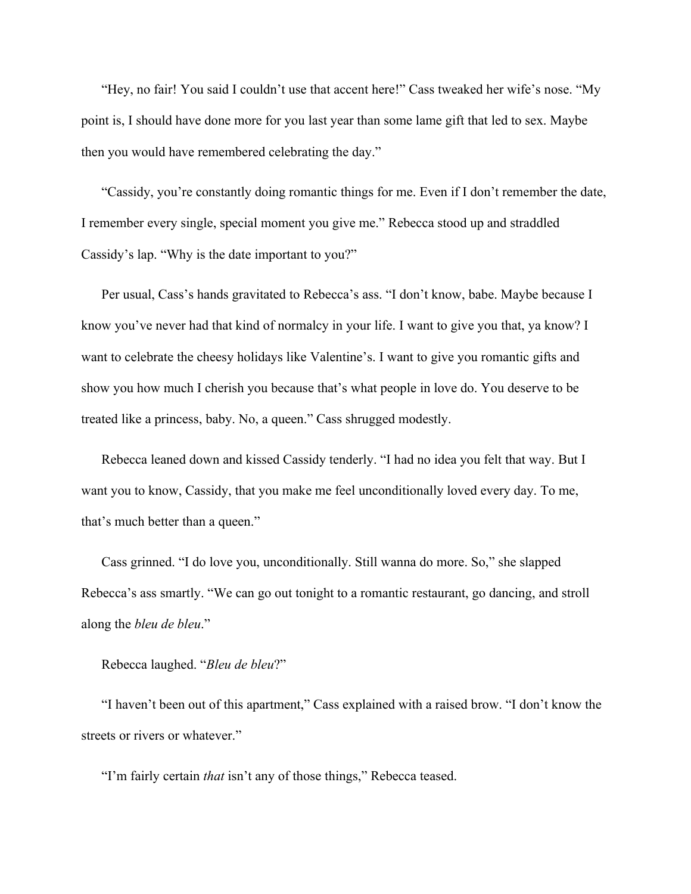"Hey, no fair! You said I couldn't use that accent here!" Cass tweaked her wife's nose. "My point is, I should have done more for you last year than some lame gift that led to sex. Maybe then you would have remembered celebrating the day."

"Cassidy, you're constantly doing romantic things for me. Even if I don't remember the date, I remember every single, special moment you give me." Rebecca stood up and straddled Cassidy's lap. "Why is the date important to you?"

Per usual, Cass's hands gravitated to Rebecca's ass. "I don't know, babe. Maybe because I know you've never had that kind of normalcy in your life. I want to give you that, ya know? I want to celebrate the cheesy holidays like Valentine's. I want to give you romantic gifts and show you how much I cherish you because that's what people in love do. You deserve to be treated like a princess, baby. No, a queen." Cass shrugged modestly.

Rebecca leaned down and kissed Cassidy tenderly. "I had no idea you felt that way. But I want you to know, Cassidy, that you make me feel unconditionally loved every day. To me, that's much better than a queen."

Cass grinned. "I do love you, unconditionally. Still wanna do more. So," she slapped Rebecca's ass smartly. "We can go out tonight to a romantic restaurant, go dancing, and stroll along the *bleu de bleu*."

Rebecca laughed. "*Bleu de bleu*?"

"I haven't been out of this apartment," Cass explained with a raised brow. "I don't know the streets or rivers or whatever."

"I'm fairly certain *that* isn't any of those things," Rebecca teased.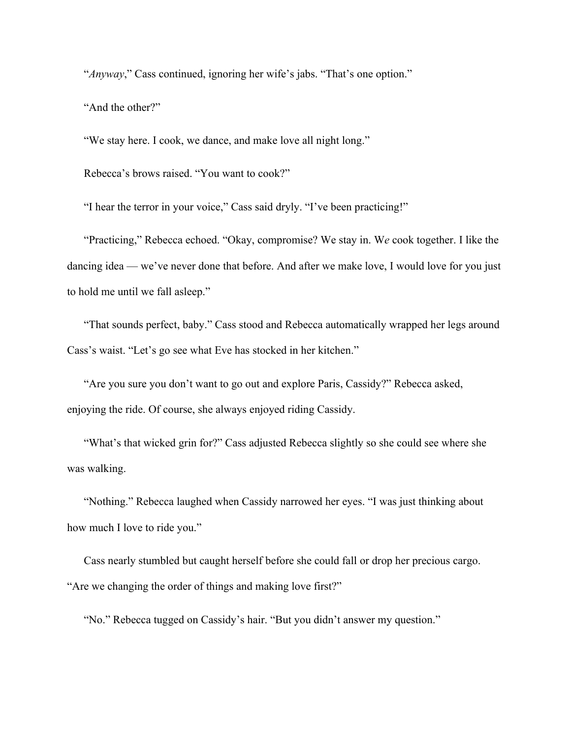"*Anyway*," Cass continued, ignoring her wife's jabs. "That's one option."

"And the other?"

"We stay here. I cook, we dance, and make love all night long."

Rebecca's brows raised. "You want to cook?"

"I hear the terror in your voice," Cass said dryly. "I've been practicing!"

"Practicing," Rebecca echoed. "Okay, compromise? We stay in. W*e* cook together. I like the dancing idea — we've never done that before. And after we make love, I would love for you just to hold me until we fall asleep."

"That sounds perfect, baby." Cass stood and Rebecca automatically wrapped her legs around Cass's waist. "Let's go see what Eve has stocked in her kitchen."

"Are you sure you don't want to go out and explore Paris, Cassidy?" Rebecca asked, enjoying the ride. Of course, she always enjoyed riding Cassidy.

"What's that wicked grin for?" Cass adjusted Rebecca slightly so she could see where she was walking.

"Nothing." Rebecca laughed when Cassidy narrowed her eyes. "I was just thinking about how much I love to ride you."

Cass nearly stumbled but caught herself before she could fall or drop her precious cargo. "Are we changing the order of things and making love first?"

"No." Rebecca tugged on Cassidy's hair. "But you didn't answer my question."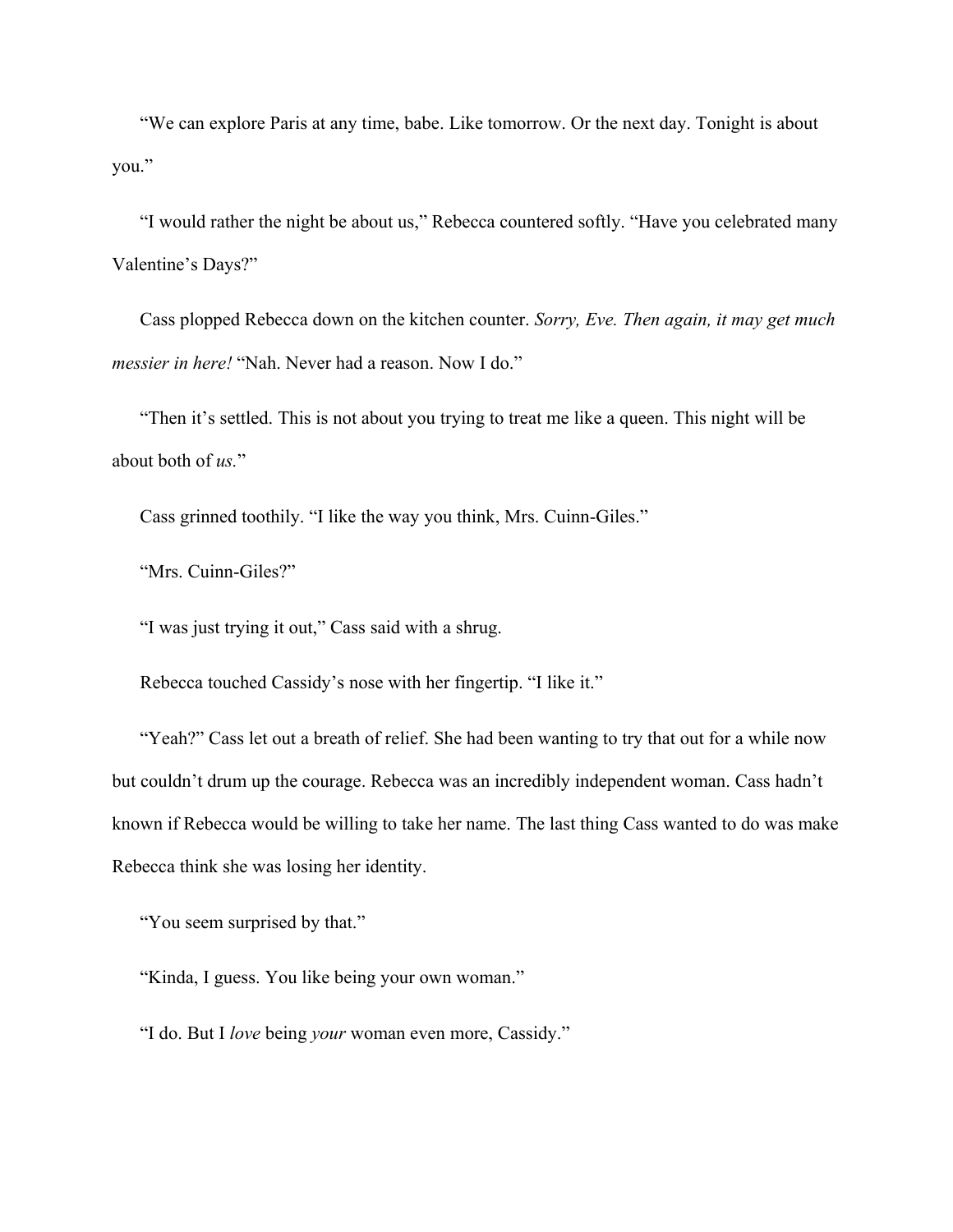"We can explore Paris at any time, babe. Like tomorrow. Or the next day. Tonight is about you."

"I would rather the night be about us," Rebecca countered softly. "Have you celebrated many Valentine's Days?"

Cass plopped Rebecca down on the kitchen counter. *Sorry, Eve. Then again, it may get much messier in here!* "Nah. Never had a reason. Now I do."

"Then it's settled. This is not about you trying to treat me like a queen. This night will be about both of *us.*"

Cass grinned toothily. "I like the way you think, Mrs. Cuinn-Giles."

"Mrs. Cuinn-Giles?"

"I was just trying it out," Cass said with a shrug.

Rebecca touched Cassidy's nose with her fingertip. "I like it."

"Yeah?" Cass let out a breath of relief. She had been wanting to try that out for a while now but couldn't drum up the courage. Rebecca was an incredibly independent woman. Cass hadn't known if Rebecca would be willing to take her name. The last thing Cass wanted to do was make Rebecca think she was losing her identity.

"You seem surprised by that."

"Kinda, I guess. You like being your own woman."

"I do. But I *love* being *your* woman even more, Cassidy."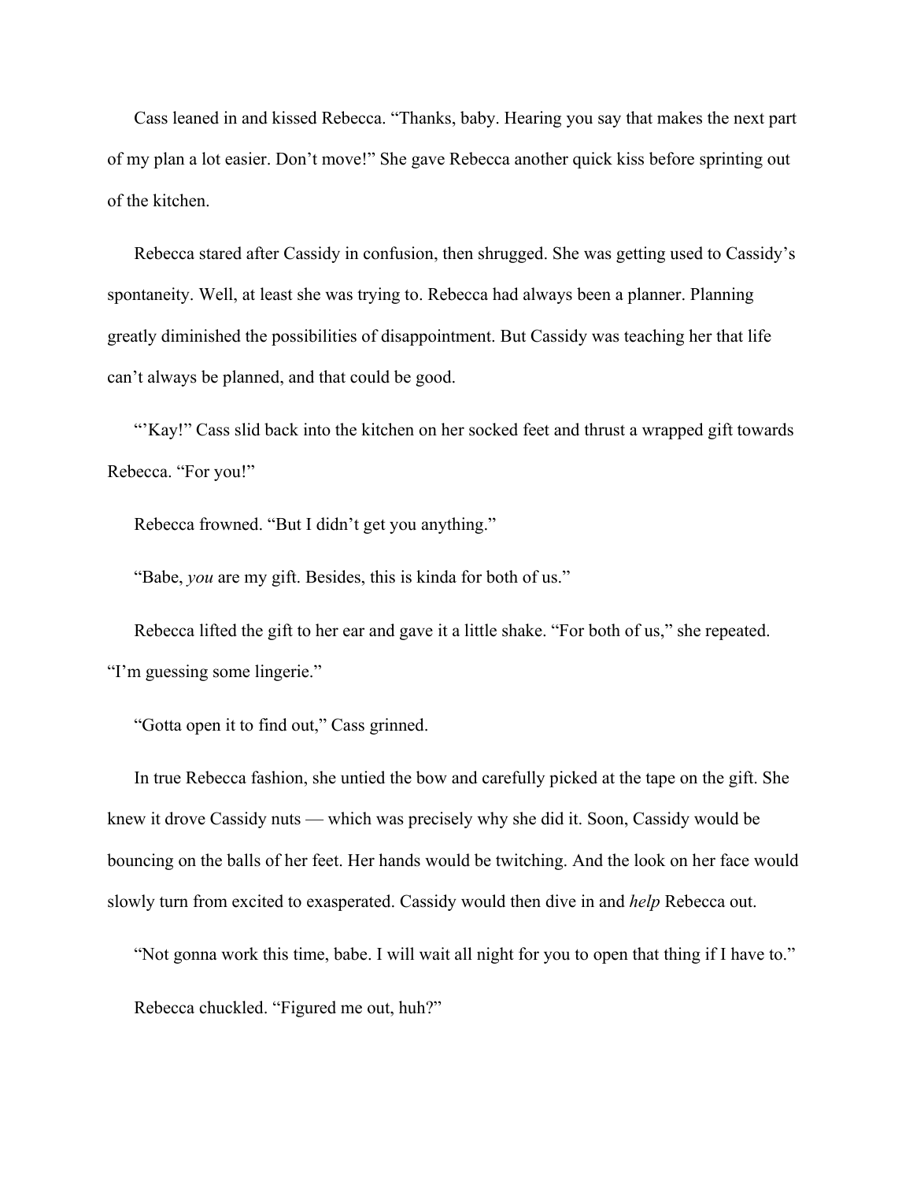Cass leaned in and kissed Rebecca. "Thanks, baby. Hearing you say that makes the next part of my plan a lot easier. Don't move!" She gave Rebecca another quick kiss before sprinting out of the kitchen.

Rebecca stared after Cassidy in confusion, then shrugged. She was getting used to Cassidy's spontaneity. Well, at least she was trying to. Rebecca had always been a planner. Planning greatly diminished the possibilities of disappointment. But Cassidy was teaching her that life can't always be planned, and that could be good.

"'Kay!" Cass slid back into the kitchen on her socked feet and thrust a wrapped gift towards Rebecca. "For you!"

Rebecca frowned. "But I didn't get you anything."

"Babe, *you* are my gift. Besides, this is kinda for both of us."

Rebecca lifted the gift to her ear and gave it a little shake. "For both of us," she repeated. "I'm guessing some lingerie."

"Gotta open it to find out," Cass grinned.

In true Rebecca fashion, she untied the bow and carefully picked at the tape on the gift. She knew it drove Cassidy nuts — which was precisely why she did it. Soon, Cassidy would be bouncing on the balls of her feet. Her hands would be twitching. And the look on her face would slowly turn from excited to exasperated. Cassidy would then dive in and *help* Rebecca out.

"Not gonna work this time, babe. I will wait all night for you to open that thing if I have to."

Rebecca chuckled. "Figured me out, huh?"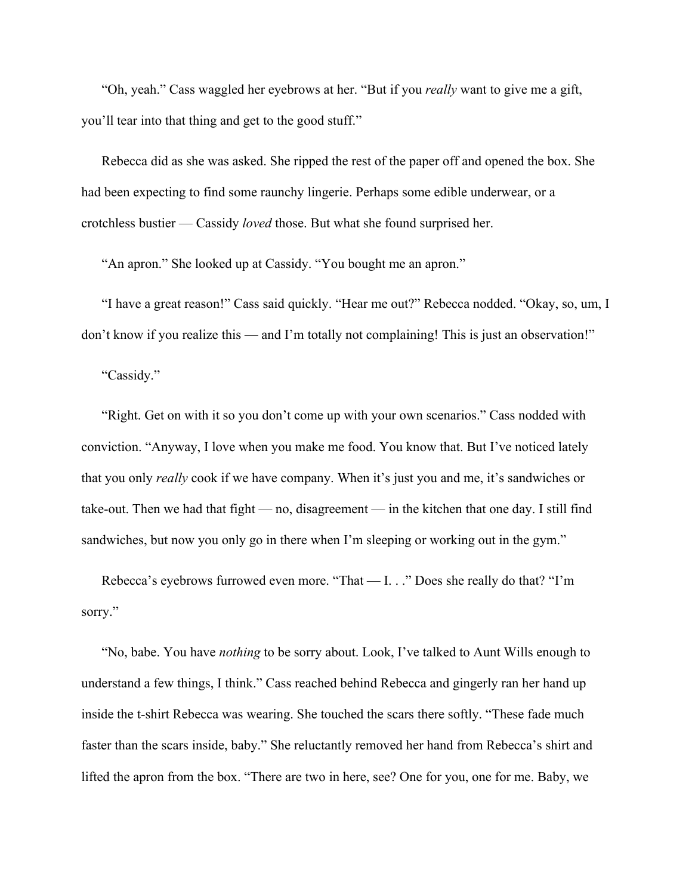"Oh, yeah." Cass waggled her eyebrows at her. "But if you *really* want to give me a gift, you'll tear into that thing and get to the good stuff."

Rebecca did as she was asked. She ripped the rest of the paper off and opened the box. She had been expecting to find some raunchy lingerie. Perhaps some edible underwear, or a crotchless bustier — Cassidy *loved* those. But what she found surprised her.

"An apron." She looked up at Cassidy. "You bought me an apron."

"I have a great reason!" Cass said quickly. "Hear me out?" Rebecca nodded. "Okay, so, um, I don't know if you realize this — and I'm totally not complaining! This is just an observation!"

"Cassidy."

"Right. Get on with it so you don't come up with your own scenarios." Cass nodded with conviction. "Anyway, I love when you make me food. You know that. But I've noticed lately that you only *really* cook if we have company. When it's just you and me, it's sandwiches or take-out. Then we had that fight — no, disagreement — in the kitchen that one day. I still find sandwiches, but now you only go in there when I'm sleeping or working out in the gym."

Rebecca's eyebrows furrowed even more. "That — I. . ." Does she really do that? "I'm sorry."

"No, babe. You have *nothing* to be sorry about. Look, I've talked to Aunt Wills enough to understand a few things, I think." Cass reached behind Rebecca and gingerly ran her hand up inside the t-shirt Rebecca was wearing. She touched the scars there softly. "These fade much faster than the scars inside, baby." She reluctantly removed her hand from Rebecca's shirt and lifted the apron from the box. "There are two in here, see? One for you, one for me. Baby, we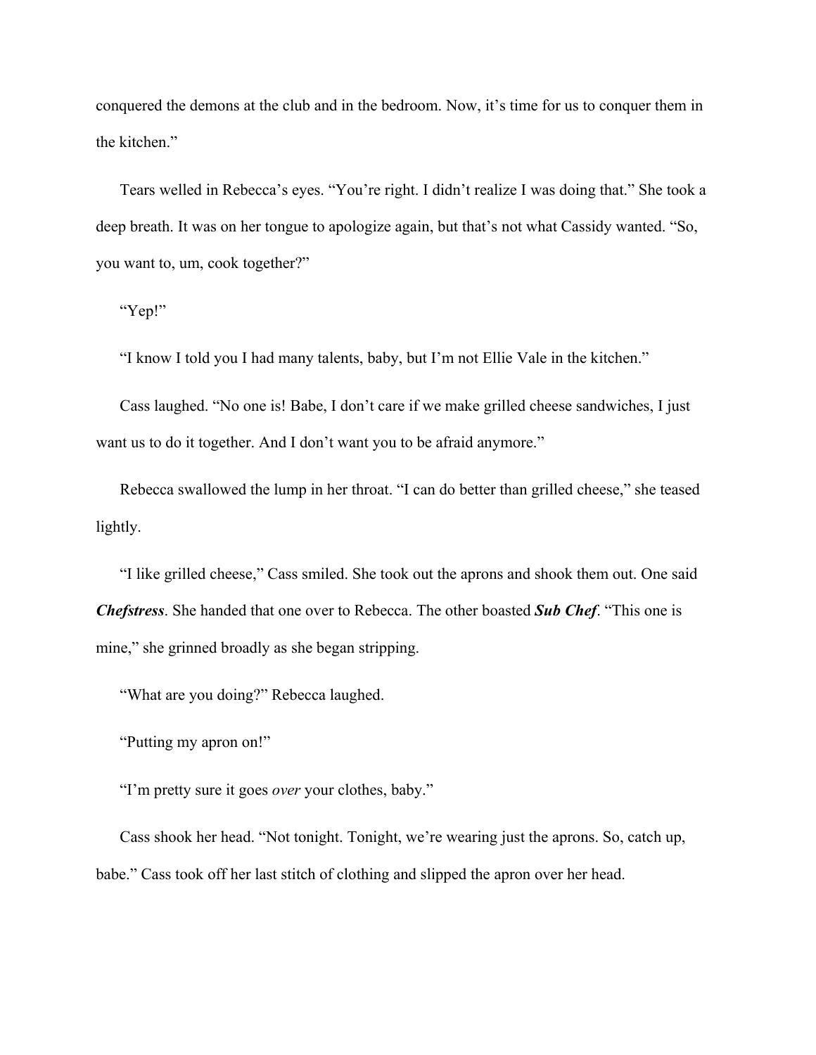conquered the demons at the club and in the bedroom. Now, it's time for us to conquer them in the kitchen."

Tears welled in Rebecca's eyes. "You're right. I didn't realize I was doing that." She took a deep breath. It was on her tongue to apologize again, but that's not what Cassidy wanted. "So, you want to, um, cook together?"

"Yep!"

"I know I told you I had many talents, baby, but I'm not Ellie Vale in the kitchen."

Cass laughed. "No one is! Babe, I don't care if we make grilled cheese sandwiches, I just want us to do it together. And I don't want you to be afraid anymore."

Rebecca swallowed the lump in her throat. "I can do better than grilled cheese," she teased lightly.

"I like grilled cheese," Cass smiled. She took out the aprons and shook them out. One said ***Chefstress***. She handed that one over to Rebecca. The other boasted ***Sub Chef***. "This one is mine," she grinned broadly as she began stripping.

"What are you doing?" Rebecca laughed.

"Putting my apron on!"

"I'm pretty sure it goes *over* your clothes, baby."

Cass shook her head. "Not tonight. Tonight, we're wearing just the aprons. So, catch up, babe." Cass took off her last stitch of clothing and slipped the apron over her head.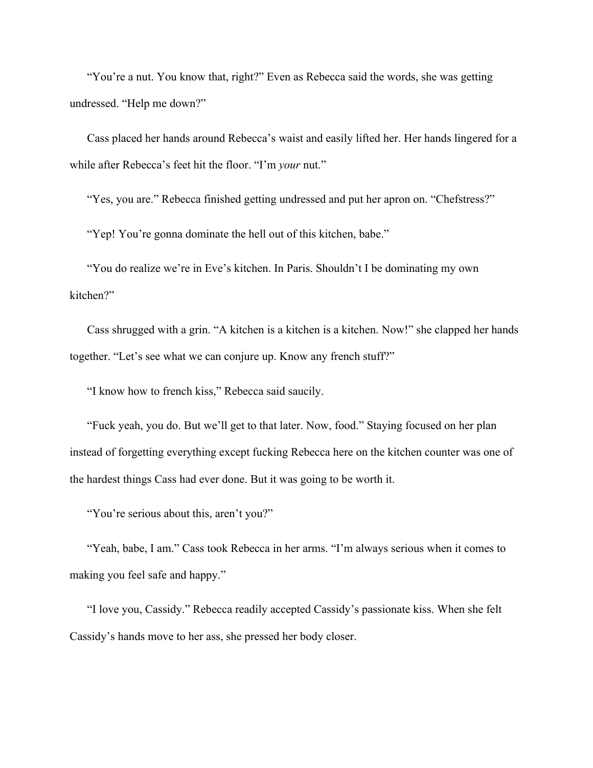"You're a nut. You know that, right?" Even as Rebecca said the words, she was getting undressed. "Help me down?"

Cass placed her hands around Rebecca's waist and easily lifted her. Her hands lingered for a while after Rebecca's feet hit the floor. "I'm *your* nut."

"Yes, you are." Rebecca finished getting undressed and put her apron on. "Chefstress?"

"Yep! You're gonna dominate the hell out of this kitchen, babe."

"You do realize we're in Eve's kitchen. In Paris. Shouldn't I be dominating my own kitchen?"

Cass shrugged with a grin. "A kitchen is a kitchen is a kitchen. Now!" she clapped her hands together. "Let's see what we can conjure up. Know any french stuff?"

"I know how to french kiss," Rebecca said saucily.

"Fuck yeah, you do. But we'll get to that later. Now, food." Staying focused on her plan instead of forgetting everything except fucking Rebecca here on the kitchen counter was one of the hardest things Cass had ever done. But it was going to be worth it.

"You're serious about this, aren't you?"

"Yeah, babe, I am." Cass took Rebecca in her arms. "I'm always serious when it comes to making you feel safe and happy."

"I love you, Cassidy." Rebecca readily accepted Cassidy's passionate kiss. When she felt Cassidy's hands move to her ass, she pressed her body closer.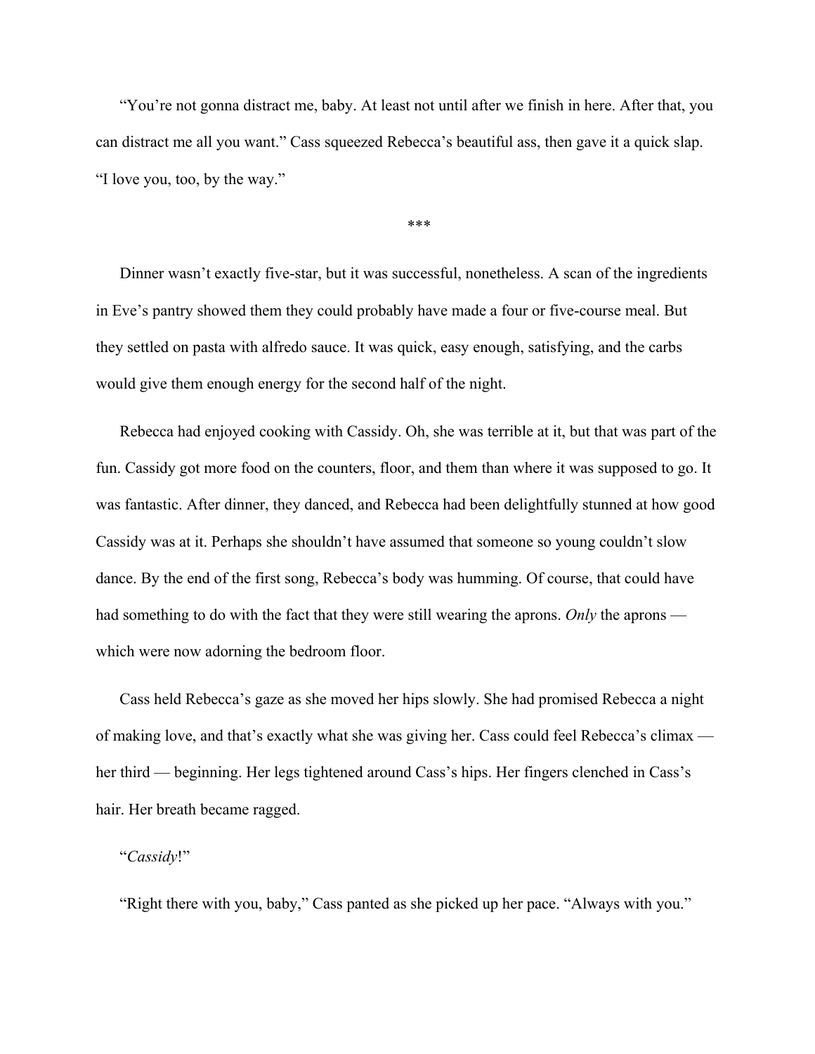"You're not gonna distract me, baby. At least not until after we finish in here. After that, you can distract me all you want." Cass squeezed Rebecca's beautiful ass, then gave it a quick slap. "I love you, too, by the way."

***

Dinner wasn't exactly five-star, but it was successful, nonetheless. A scan of the ingredients in Eve's pantry showed them they could probably have made a four or five-course meal. But they settled on pasta with alfredo sauce. It was quick, easy enough, satisfying, and the carbs would give them enough energy for the second half of the night.

Rebecca had enjoyed cooking with Cassidy. Oh, she was terrible at it, but that was part of the fun. Cassidy got more food on the counters, floor, and them than where it was supposed to go. It was fantastic. After dinner, they danced, and Rebecca had been delightfully stunned at how good Cassidy was at it. Perhaps she shouldn't have assumed that someone so young couldn't slow dance. By the end of the first song, Rebecca's body was humming. Of course, that could have had something to do with the fact that they were still wearing the aprons. *Only* the aprons — which were now adorning the bedroom floor.

Cass held Rebecca's gaze as she moved her hips slowly. She had promised Rebecca a night of making love, and that's exactly what she was giving her. Cass could feel Rebecca's climax — her third — beginning. Her legs tightened around Cass's hips. Her fingers clenched in Cass's hair. Her breath became ragged.

"*Cassidy*!"

"Right there with you, baby," Cass panted as she picked up her pace. "Always with you."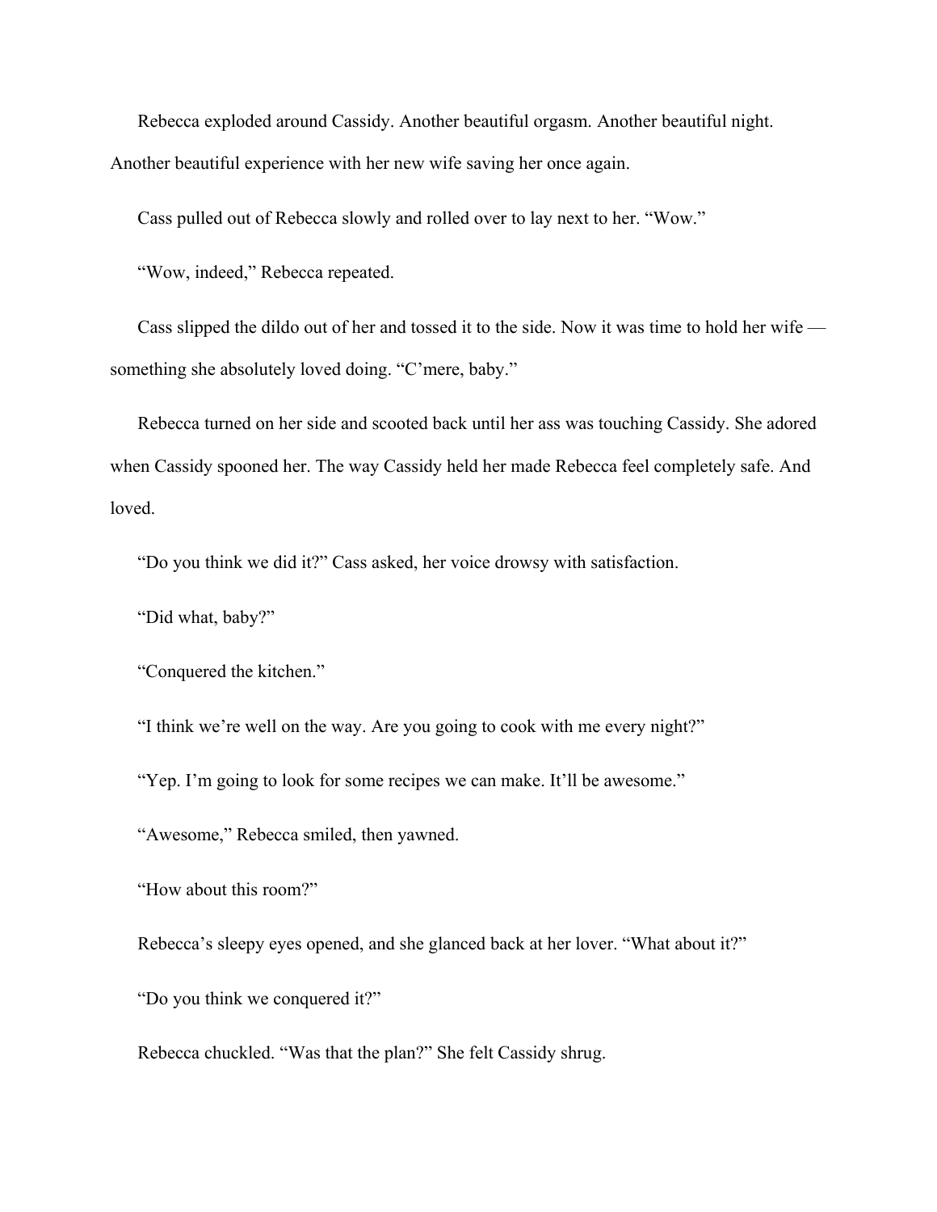Rebecca exploded around Cassidy. Another beautiful orgasm. Another beautiful night. Another beautiful experience with her new wife saving her once again.

Cass pulled out of Rebecca slowly and rolled over to lay next to her. “Wow.”

“Wow, indeed,” Rebecca repeated.

Cass slipped the dildo out of her and tossed it to the side. Now it was time to hold her wife — something she absolutely loved doing. “C’mere, baby.”

Rebecca turned on her side and scooted back until her ass was touching Cassidy. She adored when Cassidy spooned her. The way Cassidy held her made Rebecca feel completely safe. And loved.

“Do you think we did it?” Cass asked, her voice drowsy with satisfaction.

“Did what, baby?”

“Conquered the kitchen.”

“I think we’re well on the way. Are you going to cook with me every night?”

“Yep. I’m going to look for some recipes we can make. It’ll be awesome.”

“Awesome,” Rebecca smiled, then yawned.

“How about this room?”

Rebecca’s sleepy eyes opened, and she glanced back at her lover. “What about it?”

“Do you think we conquered it?”

Rebecca chuckled. “Was that the plan?” She felt Cassidy shrug.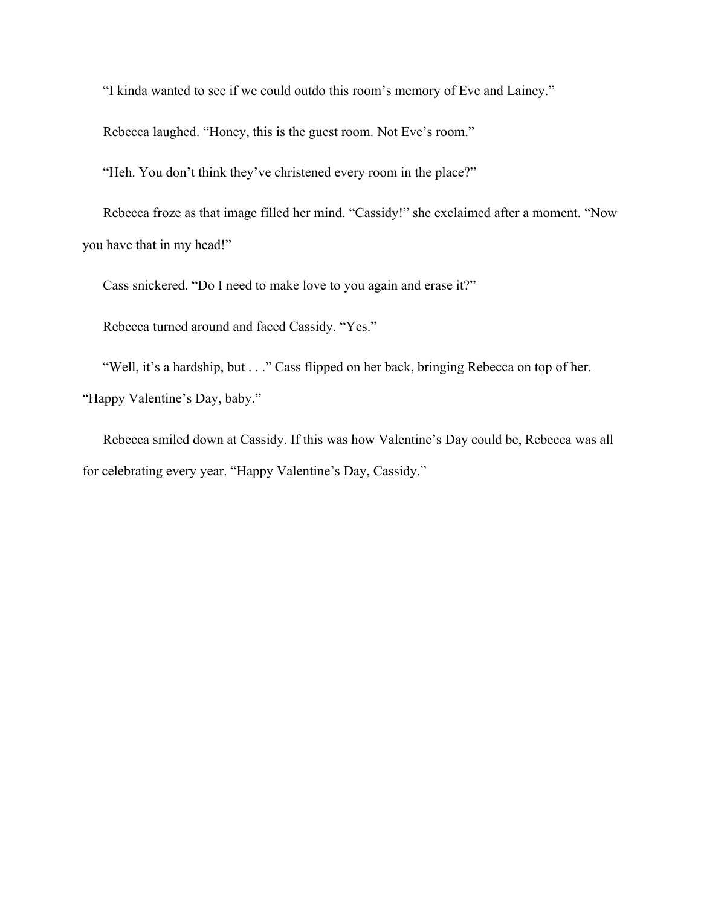"I kinda wanted to see if we could outdo this room's memory of Eve and Lainey."

Rebecca laughed. "Honey, this is the guest room. Not Eve's room."

"Heh. You don't think they've christened every room in the place?"

Rebecca froze as that image filled her mind. "Cassidy!" she exclaimed after a moment. "Now you have that in my head!"

Cass snickered. "Do I need to make love to you again and erase it?"

Rebecca turned around and faced Cassidy. "Yes."

"Well, it's a hardship, but . . ." Cass flipped on her back, bringing Rebecca on top of her. "Happy Valentine's Day, baby."

Rebecca smiled down at Cassidy. If this was how Valentine's Day could be, Rebecca was all for celebrating every year. "Happy Valentine's Day, Cassidy."